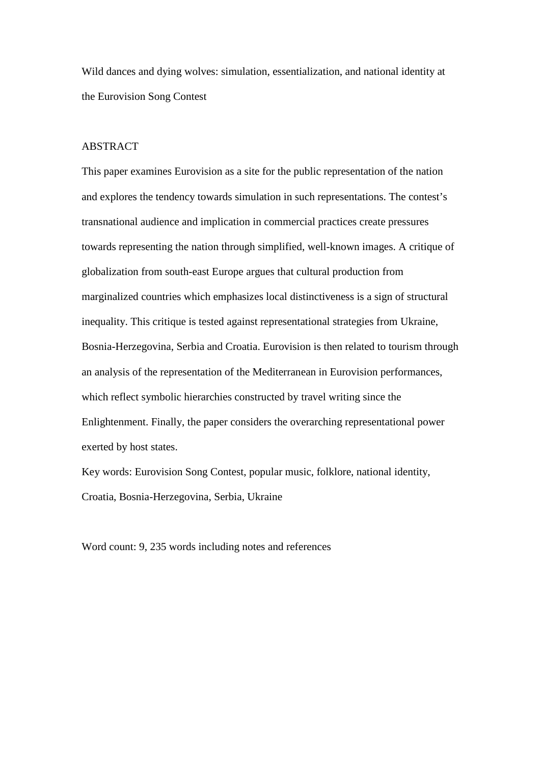# Wild dances and dying wolves: simulation, essentialization, and national identity at the Eurovision Song Contest

## ABSTRACT

This paper examines Eurovision as a site for the public representation of the nation and explores the tendency towards simulation in such representations. The contest's transnational audience and implication in commercial practices create pressures towards representing the nation through simplified, well-known images. A critique of globalization from south-east Europe argues that cultural production from marginalized countries which emphasizes local distinctiveness is a sign of structural inequality. This critique is tested against representational strategies from Ukraine, Bosnia-Herzegovina, Serbia and Croatia. Eurovision is then related to tourism through an analysis of the representation of the Mediterranean in Eurovision performances, which reflect symbolic hierarchies constructed by travel writing since the Enlightenment. Finally, the paper considers the overarching representational power exerted by host states.

Key words: Eurovision Song Contest, popular music, folklore, national identity, Croatia, Bosnia-Herzegovina, Serbia, Ukraine

Word count: 9, 235 words including notes and references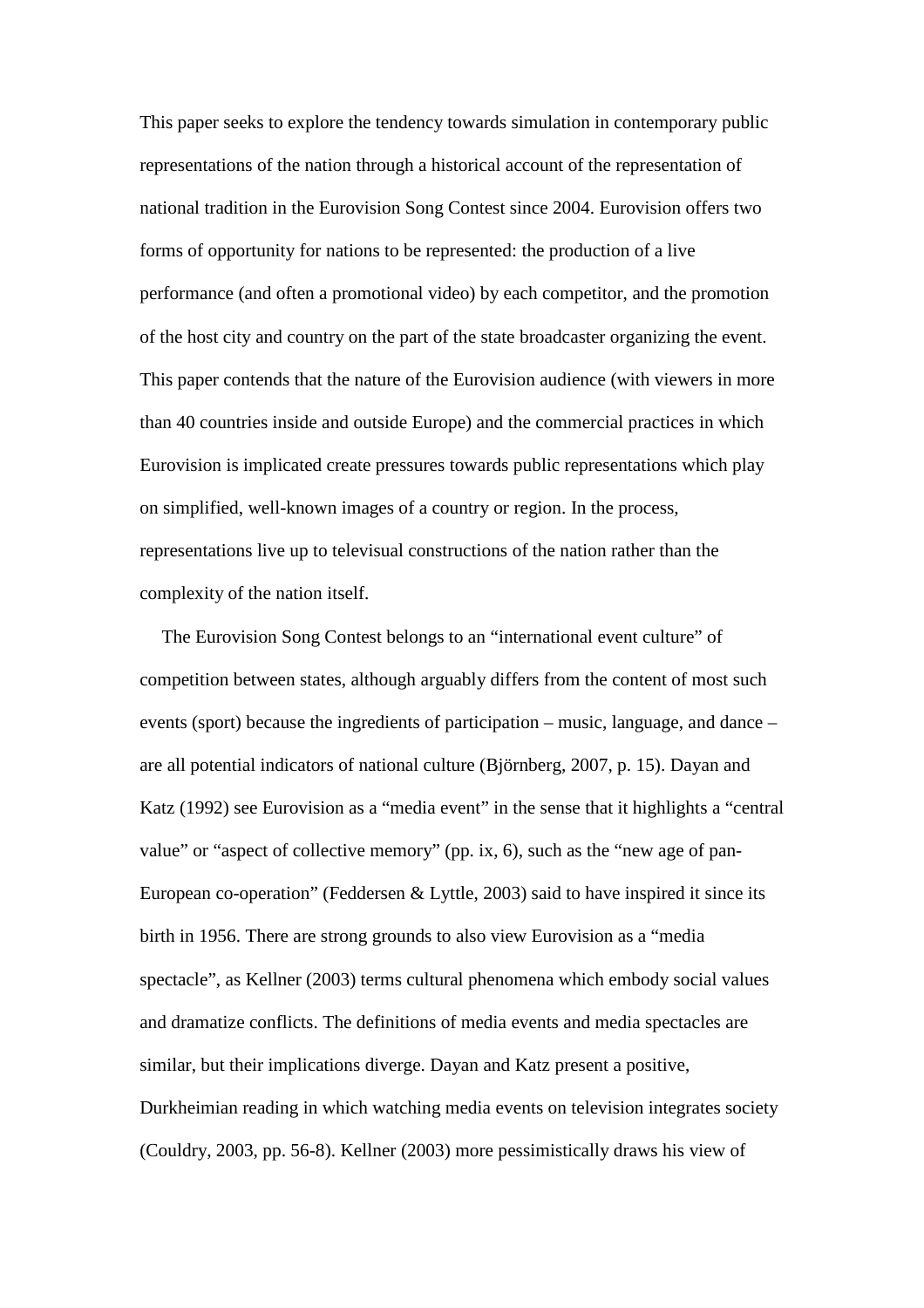This paper seeks to explore the tendency towards simulation in contemporary public representations of the nation through a historical account of the representation of national tradition in the Eurovision Song Contest since 2004. Eurovision offers two forms of opportunity for nations to be represented: the production of a live performance (and often a promotional video) by each competitor, and the promotion of the host city and country on the part of the state broadcaster organizing the event. This paper contends that the nature of the Eurovision audience (with viewers in more than 40 countries inside and outside Europe) and the commercial practices in which Eurovision is implicated create pressures towards public representations which play on simplified, well-known images of a country or region. In the process, representations live up to televisual constructions of the nation rather than the complexity of the nation itself.

The Eurovision Song Contest belongs to an "international event culture" of competition between states, although arguably differs from the content of most such events (sport) because the ingredients of participation – music, language, and dance – are all potential indicators of national culture (Björnberg, 2007, p. 15). Dayan and Katz (1992) see Eurovision as a "media event" in the sense that it highlights a "central value" or "aspect of collective memory" (pp. ix, 6), such as the "new age of pan-European co-operation" (Feddersen & Lyttle, 2003) said to have inspired it since its birth in 1956. There are strong grounds to also view Eurovision as a "media spectacle", as Kellner (2003) terms cultural phenomena which embody social values and dramatize conflicts. The definitions of media events and media spectacles are similar, but their implications diverge. Dayan and Katz present a positive, Durkheimian reading in which watching media events on television integrates society (Couldry, 2003, pp. 56-8). Kellner (2003) more pessimistically draws his view of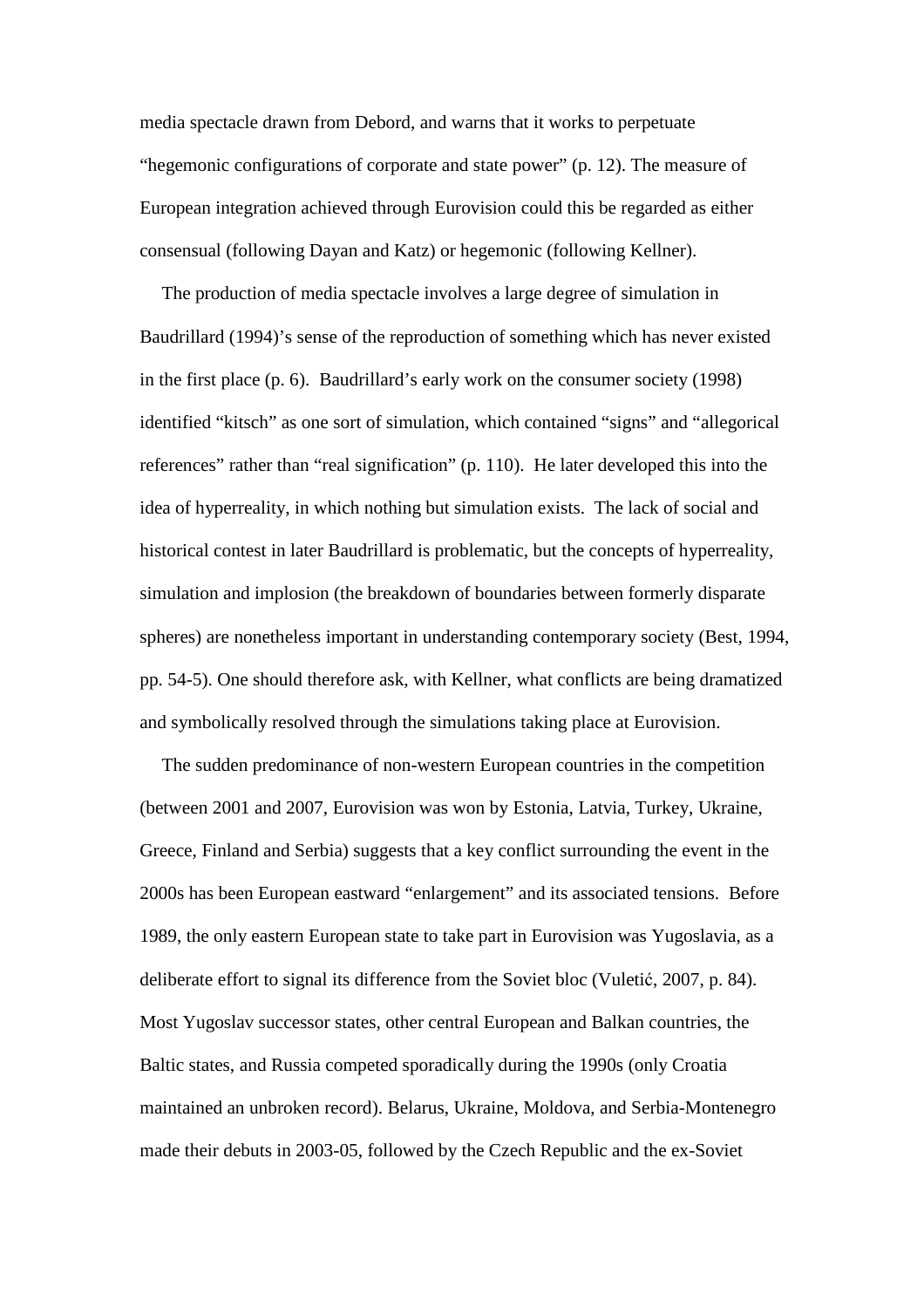media spectacle drawn from Debord, and warns that it works to perpetuate "hegemonic configurations of corporate and state power" (p. 12). The measure of European integration achieved through Eurovision could this be regarded as either consensual (following Dayan and Katz) or hegemonic (following Kellner).

The production of media spectacle involves a large degree of simulation in Baudrillard (1994)'s sense of the reproduction of something which has never existed in the first place (p. 6). Baudrillard's early work on the consumer society (1998) identified "kitsch" as one sort of simulation, which contained "signs" and "allegorical references" rather than "real signification" (p. 110). He later developed this into the idea of hyperreality, in which nothing but simulation exists. The lack of social and historical contest in later Baudrillard is problematic, but the concepts of hyperreality, simulation and implosion (the breakdown of boundaries between formerly disparate spheres) are nonetheless important in understanding contemporary society (Best, 1994, pp. 54-5). One should therefore ask, with Kellner, what conflicts are being dramatized and symbolically resolved through the simulations taking place at Eurovision.

The sudden predominance of non-western European countries in the competition (between 2001 and 2007, Eurovision was won by Estonia, Latvia, Turkey, Ukraine, Greece, Finland and Serbia) suggests that a key conflict surrounding the event in the 2000s has been European eastward "enlargement" and its associated tensions. Before 1989, the only eastern European state to take part in Eurovision was Yugoslavia, as a deliberate effort to signal its difference from the Soviet bloc (Vuletić, 2007, p. 84). Most Yugoslav successor states, other central European and Balkan countries, the Baltic states, and Russia competed sporadically during the 1990s (only Croatia maintained an unbroken record). Belarus, Ukraine, Moldova, and Serbia-Montenegro made their debuts in 2003-05, followed by the Czech Republic and the ex-Soviet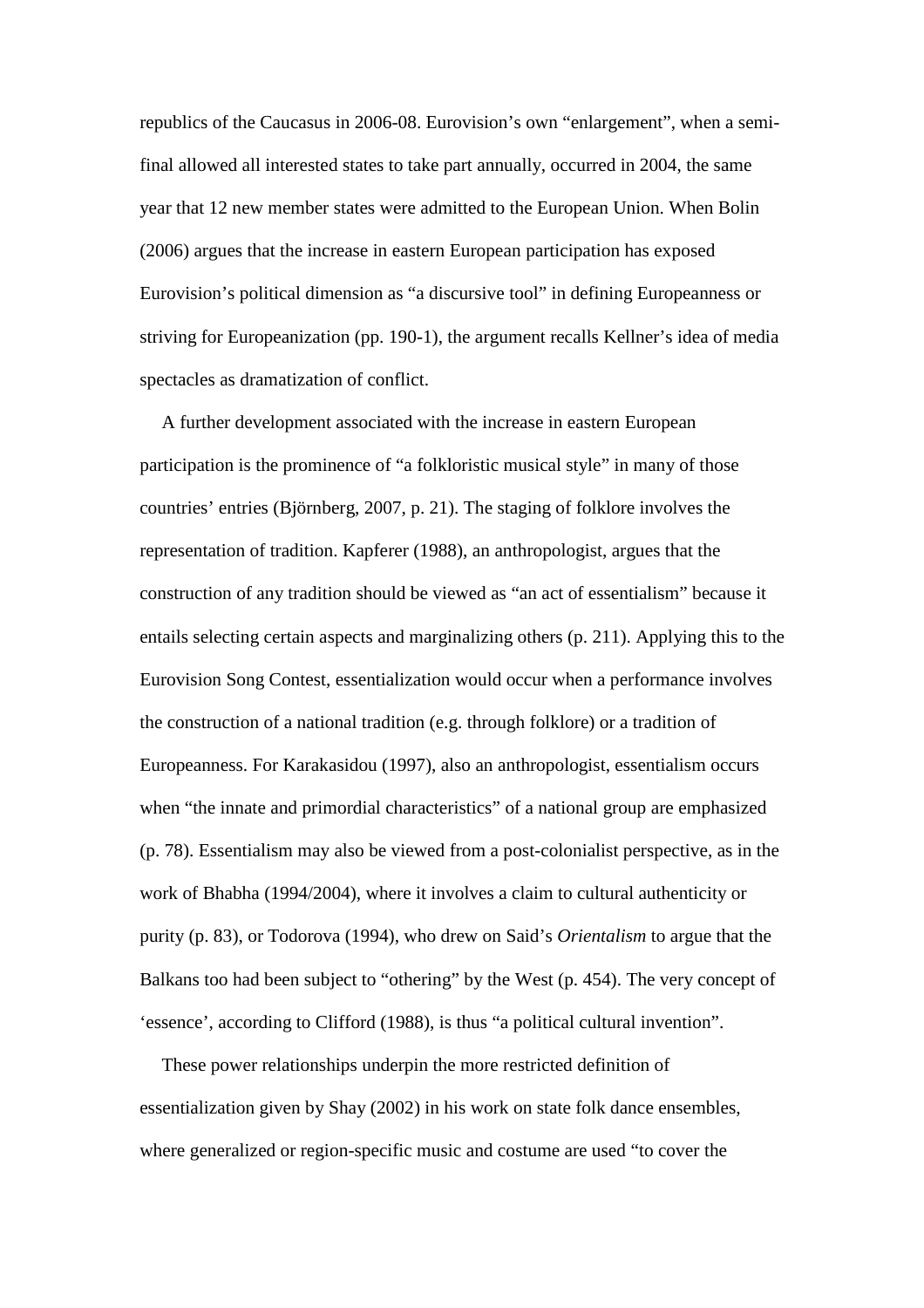republics of the Caucasus in 2006-08. Eurovision's own "enlargement", when a semi-final allowed all interested states to take part annually, occurred in 2004, the same year that 12 new member states were admitted to the European Union. When Bolin (2006) argues that the increase in eastern European participation has exposed Eurovision's political dimension as "a discursive tool" in defining Europeanness or striving for Europeanization (pp. 190-1), the argument recalls Kellner's idea of media spectacles as dramatization of conflict.

A further development associated with the increase in eastern European participation is the prominence of "a folkloristic musical style" in many of those countries' entries (Björnberg, 2007, p. 21). The staging of folklore involves the representation of tradition. Kapferer (1988), an anthropologist, argues that the construction of any tradition should be viewed as "an act of essentialism" because it entails selecting certain aspects and marginalizing others (p. 211). Applying this to the Eurovision Song Contest, essentialization would occur when a performance involves the construction of a national tradition (e.g. through folklore) or a tradition of Europeanness. For Karakasidou (1997), also an anthropologist, essentialism occurs when "the innate and primordial characteristics" of a national group are emphasized (p. 78). Essentialism may also be viewed from a post-colonialist perspective, as in the work of Bhabha (1994/2004), where it involves a claim to cultural authenticity or purity (p. 83), or Todorova (1994), who drew on Said's *Orientalism* to argue that the Balkans too had been subject to "othering" by the West (p. 454). The very concept of 'essence', according to Clifford (1988), is thus "a political cultural invention".

These power relationships underpin the more restricted definition of essentialization given by Shay (2002) in his work on state folk dance ensembles, where generalized or region-specific music and costume are used "to cover the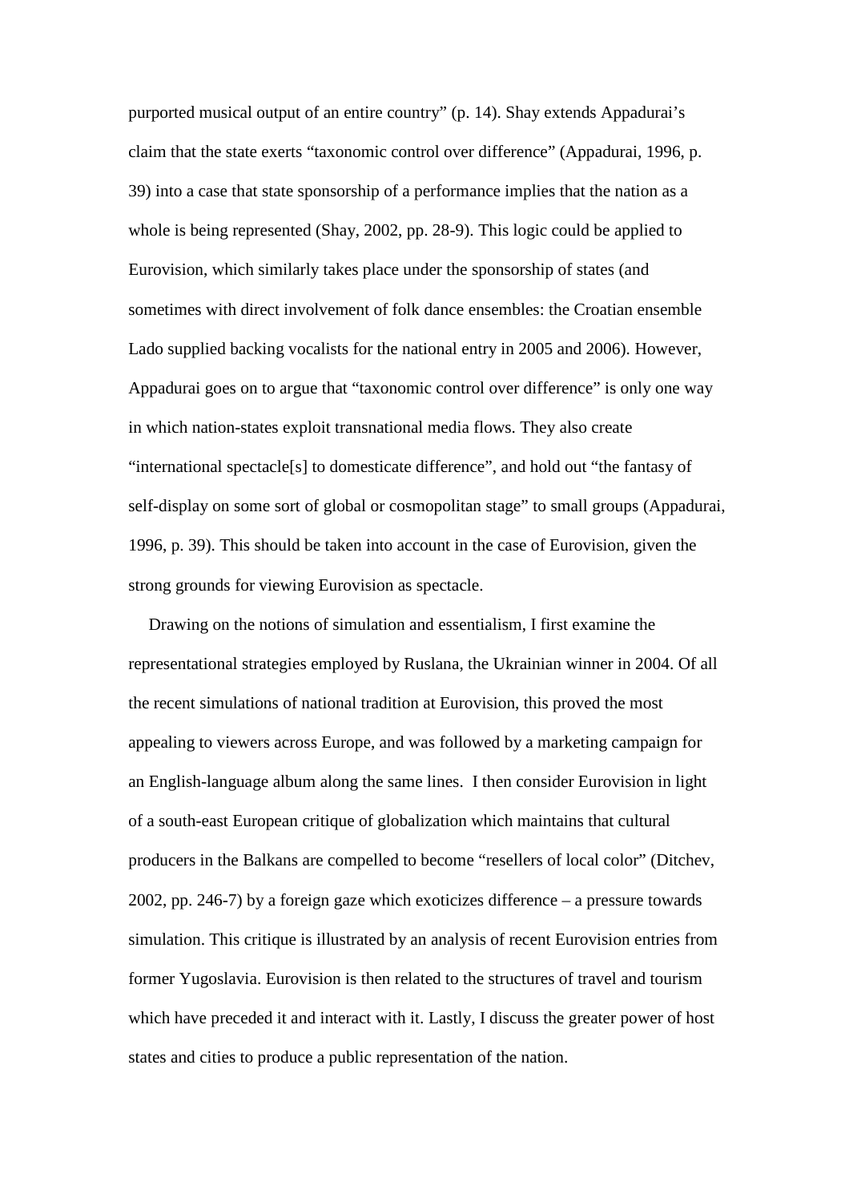purported musical output of an entire country" (p. 14). Shay extends Appadurai's claim that the state exerts "taxonomic control over difference" (Appadurai, 1996, p. 39) into a case that state sponsorship of a performance implies that the nation as a whole is being represented (Shay, 2002, pp. 28-9). This logic could be applied to Eurovision, which similarly takes place under the sponsorship of states (and sometimes with direct involvement of folk dance ensembles: the Croatian ensemble Lado supplied backing vocalists for the national entry in 2005 and 2006). However, Appadurai goes on to argue that "taxonomic control over difference" is only one way in which nation-states exploit transnational media flows. They also create "international spectacle[s] to domesticate difference", and hold out "the fantasy of self-display on some sort of global or cosmopolitan stage" to small groups (Appadurai, 1996, p. 39). This should be taken into account in the case of Eurovision, given the strong grounds for viewing Eurovision as spectacle.

Drawing on the notions of simulation and essentialism, I first examine the representational strategies employed by Ruslana, the Ukrainian winner in 2004. Of all the recent simulations of national tradition at Eurovision, this proved the most appealing to viewers across Europe, and was followed by a marketing campaign for an English-language album along the same lines. I then consider Eurovision in light of a south-east European critique of globalization which maintains that cultural producers in the Balkans are compelled to become "resellers of local color" (Ditchev, 2002, pp. 246-7) by a foreign gaze which exoticizes difference – a pressure towards simulation. This critique is illustrated by an analysis of recent Eurovision entries from former Yugoslavia. Eurovision is then related to the structures of travel and tourism which have preceded it and interact with it. Lastly, I discuss the greater power of host states and cities to produce a public representation of the nation.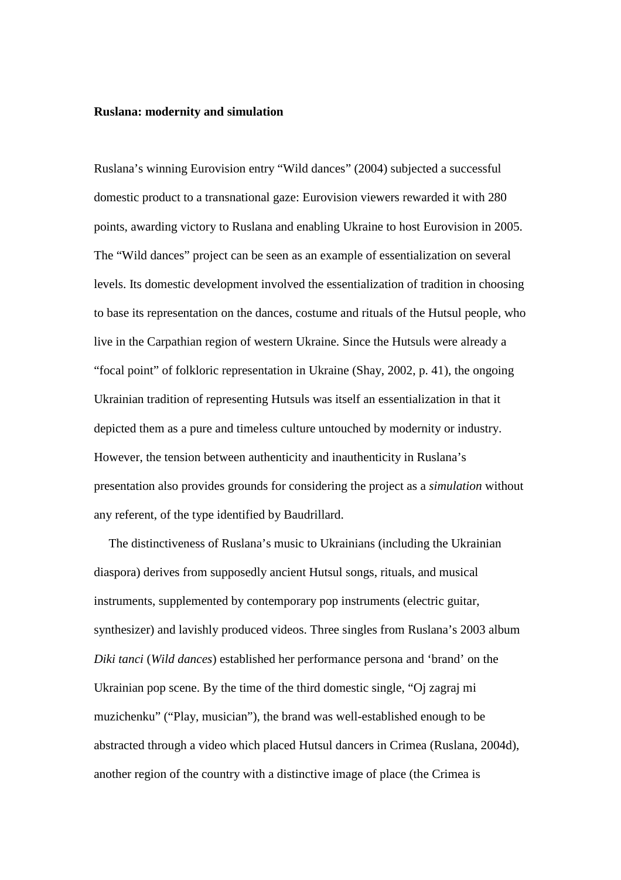**Ruslana: modernity and simulation**

Ruslana's winning Eurovision entry "Wild dances" (2004) subjected a successful domestic product to a transnational gaze: Eurovision viewers rewarded it with 280 points, awarding victory to Ruslana and enabling Ukraine to host Eurovision in 2005. The "Wild dances" project can be seen as an example of essentialization on several levels. Its domestic development involved the essentialization of tradition in choosing to base its representation on the dances, costume and rituals of the Hutsul people, who live in the Carpathian region of western Ukraine. Since the Hutsuls were already a "focal point" of folkloric representation in Ukraine (Shay, 2002, p. 41), the ongoing Ukrainian tradition of representing Hutsuls was itself an essentialization in that it depicted them as a pure and timeless culture untouched by modernity or industry. However, the tension between authenticity and inauthenticity in Ruslana's presentation also provides grounds for considering the project as a *simulation* without any referent, of the type identified by Baudrillard.

The distinctiveness of Ruslana's music to Ukrainians (including the Ukrainian diaspora) derives from supposedly ancient Hutsul songs, rituals, and musical instruments, supplemented by contemporary pop instruments (electric guitar, synthesizer) and lavishly produced videos. Three singles from Ruslana's 2003 album *Diki tanci* (*Wild dances*) established her performance persona and 'brand' on the Ukrainian pop scene. By the time of the third domestic single, "Oj zagraj mi muzichenku" ("Play, musician"), the brand was well-established enough to be abstracted through a video which placed Hutsul dancers in Crimea (Ruslana, 2004d), another region of the country with a distinctive image of place (the Crimea is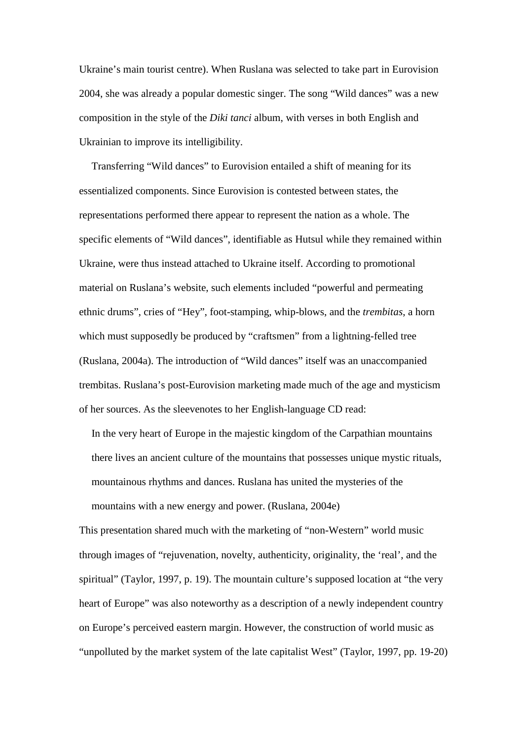Ukraine's main tourist centre). When Ruslana was selected to take part in Eurovision 2004, she was already a popular domestic singer. The song "Wild dances" was a new composition in the style of the *Diki tanci* album, with verses in both English and Ukrainian to improve its intelligibility.

Transferring "Wild dances" to Eurovision entailed a shift of meaning for its essentialized components. Since Eurovision is contested between states, the representations performed there appear to represent the nation as a whole. The specific elements of "Wild dances", identifiable as Hutsul while they remained within Ukraine, were thus instead attached to Ukraine itself. According to promotional material on Ruslana's website, such elements included "powerful and permeating ethnic drums", cries of "Hey", foot-stamping, whip-blows, and the *trembitas*, a horn which must supposedly be produced by "craftsmen" from a lightning-felled tree (Ruslana, 2004a). The introduction of "Wild dances" itself was an unaccompanied trembitas. Ruslana's post-Eurovision marketing made much of the age and mysticism of her sources. As the sleevenotes to her English-language CD read:

> In the very heart of Europe in the majestic kingdom of the Carpathian mountains there lives an ancient culture of the mountains that possesses unique mystic rituals, mountainous rhythms and dances. Ruslana has united the mysteries of the mountains with a new energy and power. (Ruslana, 2004e)

This presentation shared much with the marketing of "non-Western" world music through images of "rejuvenation, novelty, authenticity, originality, the 'real', and the spiritual" (Taylor, 1997, p. 19). The mountain culture's supposed location at "the very heart of Europe" was also noteworthy as a description of a newly independent country on Europe's perceived eastern margin. However, the construction of world music as "unpolluted by the market system of the late capitalist West" (Taylor, 1997, pp. 19-20)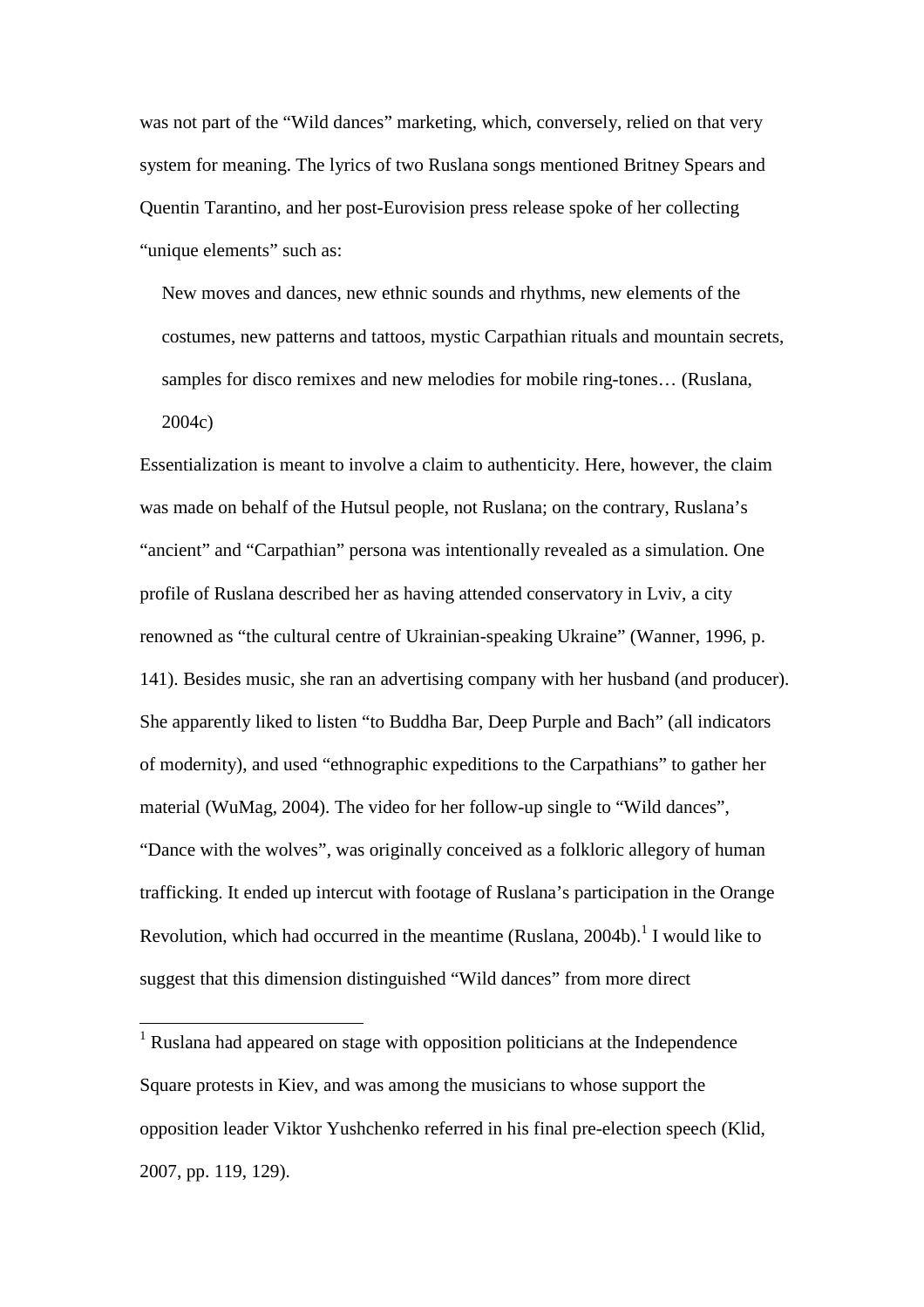was not part of the "Wild dances" marketing, which, conversely, relied on that very system for meaning. The lyrics of two Ruslana songs mentioned Britney Spears and Quentin Tarantino, and her post-Eurovision press release spoke of her collecting "unique elements" such as:

> New moves and dances, new ethnic sounds and rhythms, new elements of the costumes, new patterns and tattoos, mystic Carpathian rituals and mountain secrets, samples for disco remixes and new melodies for mobile ring-tones… (Ruslana, 2004c)

Essentialization is meant to involve a claim to authenticity. Here, however, the claim was made on behalf of the Hutsul people, not Ruslana; on the contrary, Ruslana's "ancient" and "Carpathian" persona was intentionally revealed as a simulation. One profile of Ruslana described her as having attended conservatory in Lviv, a city renowned as "the cultural centre of Ukrainian-speaking Ukraine" (Wanner, 1996, p. 141). Besides music, she ran an advertising company with her husband (and producer). She apparently liked to listen "to Buddha Bar, Deep Purple and Bach" (all indicators of modernity), and used "ethnographic expeditions to the Carpathians" to gather her material (WuMag, 2004). The video for her follow-up single to "Wild dances", "Dance with the wolves", was originally conceived as a folkloric allegory of human trafficking. It ended up intercut with footage of Ruslana's participation in the Orange Revolution, which had occurred in the meantime (Ruslana, 2004b).[1] I would like to suggest that this dimension distinguished "Wild dances" from more direct

[1] Ruslana had appeared on stage with opposition politicians at the Independence Square protests in Kiev, and was among the musicians to whose support the opposition leader Viktor Yushchenko referred in his final pre-election speech (Klid, 2007, pp. 119, 129).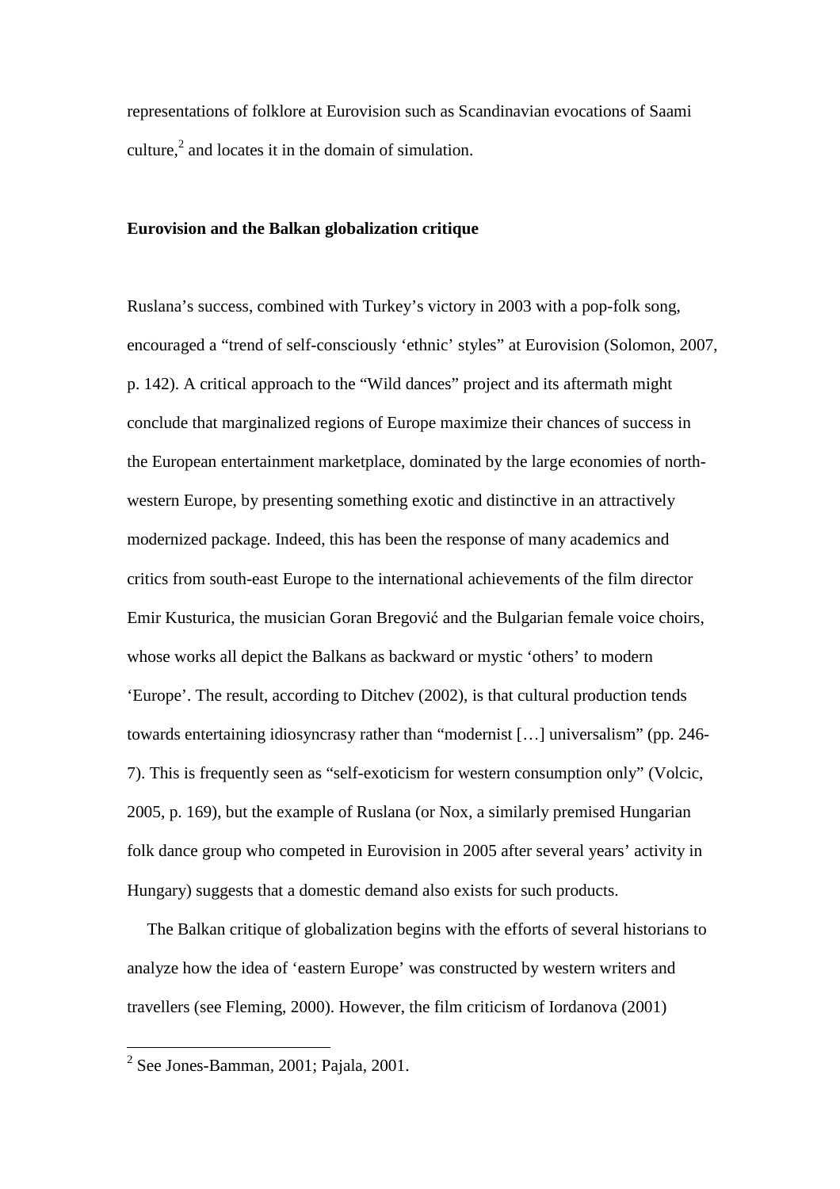representations of folklore at Eurovision such as Scandinavian evocations of Saami culture,[2] and locates it in the domain of simulation.

## Eurovision and the Balkan globalization critique

Ruslana's success, combined with Turkey's victory in 2003 with a pop-folk song, encouraged a "trend of self-consciously 'ethnic' styles" at Eurovision (Solomon, 2007, p. 142). A critical approach to the "Wild dances" project and its aftermath might conclude that marginalized regions of Europe maximize their chances of success in the European entertainment marketplace, dominated by the large economies of north-western Europe, by presenting something exotic and distinctive in an attractively modernized package. Indeed, this has been the response of many academics and critics from south-east Europe to the international achievements of the film director Emir Kusturica, the musician Goran Bregović and the Bulgarian female voice choirs, whose works all depict the Balkans as backward or mystic 'others' to modern 'Europe'. The result, according to Ditchev (2002), is that cultural production tends towards entertaining idiosyncrasy rather than "modernist […] universalism" (pp. 246-7). This is frequently seen as "self-exoticism for western consumption only" (Volcic, 2005, p. 169), but the example of Ruslana (or Nox, a similarly premised Hungarian folk dance group who competed in Eurovision in 2005 after several years' activity in Hungary) suggests that a domestic demand also exists for such products.

The Balkan critique of globalization begins with the efforts of several historians to analyze how the idea of 'eastern Europe' was constructed by western writers and travellers (see Fleming, 2000). However, the film criticism of Iordanova (2001)

---

[2] See Jones-Bamman, 2001; Pajala, 2001.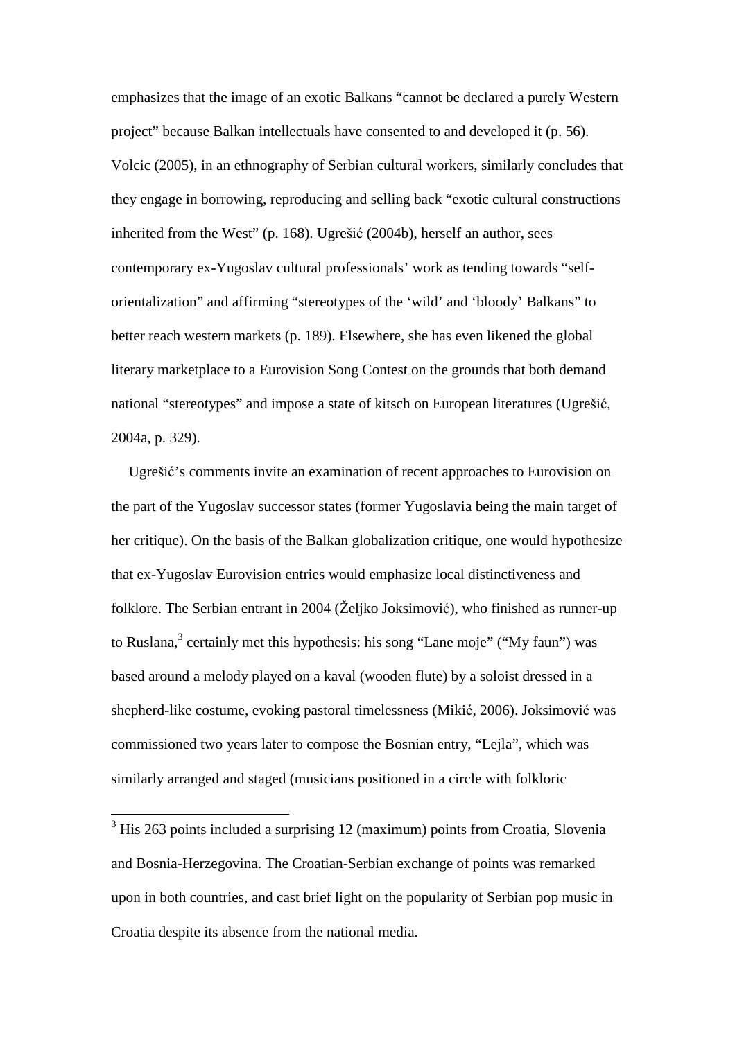emphasizes that the image of an exotic Balkans "cannot be declared a purely Western project" because Balkan intellectuals have consented to and developed it (p. 56). Volcic (2005), in an ethnography of Serbian cultural workers, similarly concludes that they engage in borrowing, reproducing and selling back "exotic cultural constructions inherited from the West" (p. 168). Ugrešić (2004b), herself an author, sees contemporary ex-Yugoslav cultural professionals' work as tending towards "self-orientalization" and affirming "stereotypes of the 'wild' and 'bloody' Balkans" to better reach western markets (p. 189). Elsewhere, she has even likened the global literary marketplace to a Eurovision Song Contest on the grounds that both demand national "stereotypes" and impose a state of kitsch on European literatures (Ugrešić, 2004a, p. 329).

Ugrešić's comments invite an examination of recent approaches to Eurovision on the part of the Yugoslav successor states (former Yugoslavia being the main target of her critique). On the basis of the Balkan globalization critique, one would hypothesize that ex-Yugoslav Eurovision entries would emphasize local distinctiveness and folklore. The Serbian entrant in 2004 (Željko Joksimović), who finished as runner-up to Ruslana,[3] certainly met this hypothesis: his song "Lane moje" ("My faun") was based around a melody played on a kaval (wooden flute) by a soloist dressed in a shepherd-like costume, evoking pastoral timelessness (Mikić, 2006). Joksimović was commissioned two years later to compose the Bosnian entry, "Lejla", which was similarly arranged and staged (musicians positioned in a circle with folkloric

[3] His 263 points included a surprising 12 (maximum) points from Croatia, Slovenia and Bosnia-Herzegovina. The Croatian-Serbian exchange of points was remarked upon in both countries, and cast brief light on the popularity of Serbian pop music in Croatia despite its absence from the national media.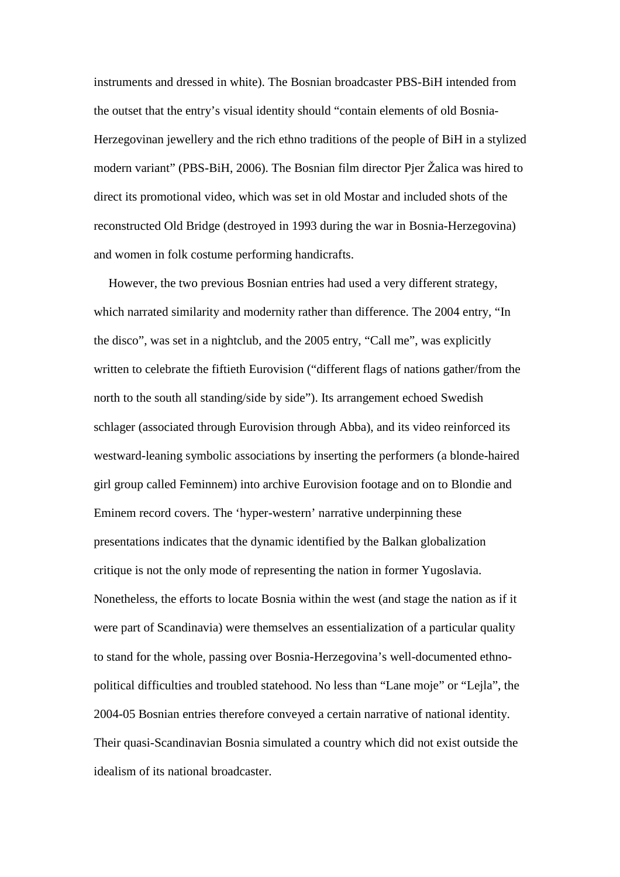instruments and dressed in white). The Bosnian broadcaster PBS-BiH intended from the outset that the entry's visual identity should "contain elements of old Bosnia-Herzegovinan jewellery and the rich ethno traditions of the people of BiH in a stylized modern variant" (PBS-BiH, 2006). The Bosnian film director Pjer Žalica was hired to direct its promotional video, which was set in old Mostar and included shots of the reconstructed Old Bridge (destroyed in 1993 during the war in Bosnia-Herzegovina) and women in folk costume performing handicrafts.

However, the two previous Bosnian entries had used a very different strategy, which narrated similarity and modernity rather than difference. The 2004 entry, "In the disco", was set in a nightclub, and the 2005 entry, "Call me", was explicitly written to celebrate the fiftieth Eurovision ("different flags of nations gather/from the north to the south all standing/side by side"). Its arrangement echoed Swedish schlager (associated through Eurovision through Abba), and its video reinforced its westward-leaning symbolic associations by inserting the performers (a blonde-haired girl group called Feminnem) into archive Eurovision footage and on to Blondie and Eminem record covers. The 'hyper-western' narrative underpinning these presentations indicates that the dynamic identified by the Balkan globalization critique is not the only mode of representing the nation in former Yugoslavia. Nonetheless, the efforts to locate Bosnia within the west (and stage the nation as if it were part of Scandinavia) were themselves an essentialization of a particular quality to stand for the whole, passing over Bosnia-Herzegovina's well-documented ethno-political difficulties and troubled statehood. No less than "Lane moje" or "Lejla", the 2004-05 Bosnian entries therefore conveyed a certain narrative of national identity. Their quasi-Scandinavian Bosnia simulated a country which did not exist outside the idealism of its national broadcaster.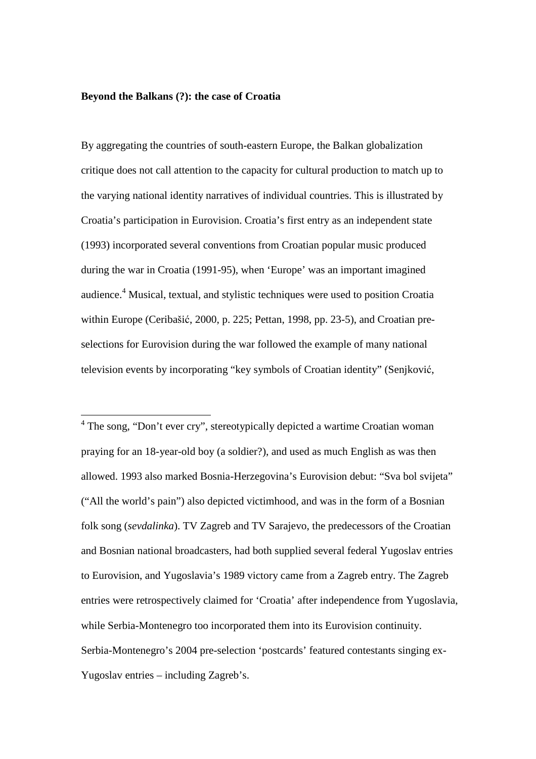**Beyond the Balkans (?): the case of Croatia**

By aggregating the countries of south-eastern Europe, the Balkan globalization critique does not call attention to the capacity for cultural production to match up to the varying national identity narratives of individual countries. This is illustrated by Croatia's participation in Eurovision. Croatia's first entry as an independent state (1993) incorporated several conventions from Croatian popular music produced during the war in Croatia (1991-95), when 'Europe' was an important imagined audience.[4] Musical, textual, and stylistic techniques were used to position Croatia within Europe (Ceribašić, 2000, p. 225; Pettan, 1998, pp. 23-5), and Croatian pre-selections for Eurovision during the war followed the example of many national television events by incorporating "key symbols of Croatian identity" (Senjković,

[4] The song, "Don't ever cry", stereotypically depicted a wartime Croatian woman praying for an 18-year-old boy (a soldier?), and used as much English as was then allowed. 1993 also marked Bosnia-Herzegovina's Eurovision debut: "Sva bol svijeta" ("All the world's pain") also depicted victimhood, and was in the form of a Bosnian folk song (*sevdalinka*). TV Zagreb and TV Sarajevo, the predecessors of the Croatian and Bosnian national broadcasters, had both supplied several federal Yugoslav entries to Eurovision, and Yugoslavia's 1989 victory came from a Zagreb entry. The Zagreb entries were retrospectively claimed for 'Croatia' after independence from Yugoslavia, while Serbia-Montenegro too incorporated them into its Eurovision continuity. Serbia-Montenegro's 2004 pre-selection 'postcards' featured contestants singing ex-Yugoslav entries – including Zagreb's.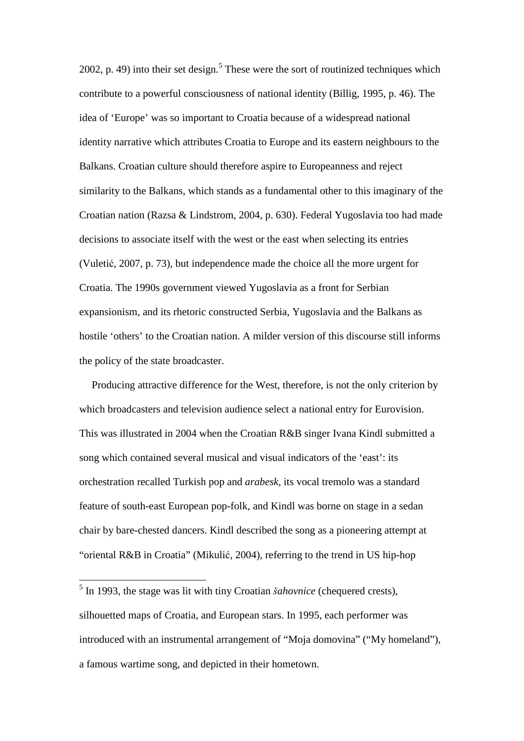2002, p. 49) into their set design.[5] These were the sort of routinized techniques which contribute to a powerful consciousness of national identity (Billig, 1995, p. 46). The idea of 'Europe' was so important to Croatia because of a widespread national identity narrative which attributes Croatia to Europe and its eastern neighbours to the Balkans. Croatian culture should therefore aspire to Europeanness and reject similarity to the Balkans, which stands as a fundamental other to this imaginary of the Croatian nation (Razsa & Lindstrom, 2004, p. 630). Federal Yugoslavia too had made decisions to associate itself with the west or the east when selecting its entries (Vuletić, 2007, p. 73), but independence made the choice all the more urgent for Croatia. The 1990s government viewed Yugoslavia as a front for Serbian expansionism, and its rhetoric constructed Serbia, Yugoslavia and the Balkans as hostile 'others' to the Croatian nation. A milder version of this discourse still informs the policy of the state broadcaster.

Producing attractive difference for the West, therefore, is not the only criterion by which broadcasters and television audience select a national entry for Eurovision. This was illustrated in 2004 when the Croatian R&B singer Ivana Kindl submitted a song which contained several musical and visual indicators of the 'east': its orchestration recalled Turkish pop and *arabesk*, its vocal tremolo was a standard feature of south-east European pop-folk, and Kindl was borne on stage in a sedan chair by bare-chested dancers. Kindl described the song as a pioneering attempt at "oriental R&B in Croatia" (Mikulić, 2004), referring to the trend in US hip-hop

---

[5] In 1993, the stage was lit with tiny Croatian *šahovnice* (chequered crests), silhouetted maps of Croatia, and European stars. In 1995, each performer was introduced with an instrumental arrangement of "Moja domovina" ("My homeland"), a famous wartime song, and depicted in their hometown.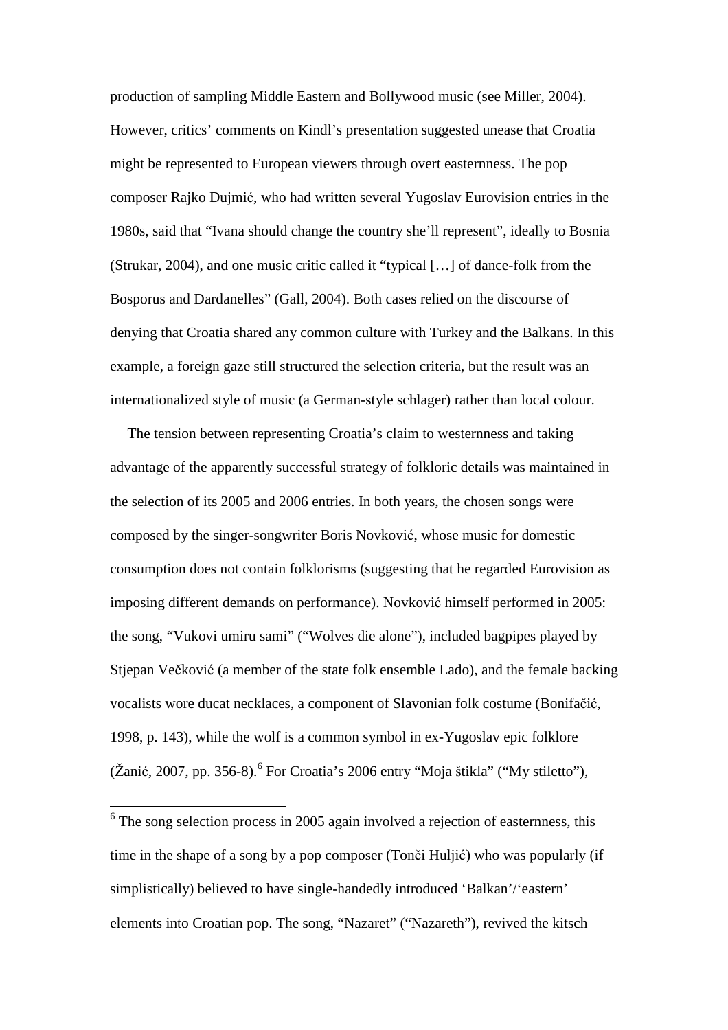production of sampling Middle Eastern and Bollywood music (see Miller, 2004). However, critics' comments on Kindl's presentation suggested unease that Croatia might be represented to European viewers through overt easternness. The pop composer Rajko Dujmić, who had written several Yugoslav Eurovision entries in the 1980s, said that "Ivana should change the country she'll represent", ideally to Bosnia (Strukar, 2004), and one music critic called it "typical […] of dance-folk from the Bosporus and Dardanelles" (Gall, 2004). Both cases relied on the discourse of denying that Croatia shared any common culture with Turkey and the Balkans. In this example, a foreign gaze still structured the selection criteria, but the result was an internationalized style of music (a German-style schlager) rather than local colour.

The tension between representing Croatia's claim to westernness and taking advantage of the apparently successful strategy of folkloric details was maintained in the selection of its 2005 and 2006 entries. In both years, the chosen songs were composed by the singer-songwriter Boris Novković, whose music for domestic consumption does not contain folklorisms (suggesting that he regarded Eurovision as imposing different demands on performance). Novković himself performed in 2005: the song, "Vukovi umiru sami" ("Wolves die alone"), included bagpipes played by Stjepan Večković (a member of the state folk ensemble Lado), and the female backing vocalists wore ducat necklaces, a component of Slavonian folk costume (Bonifačić, 1998, p. 143), while the wolf is a common symbol in ex-Yugoslav epic folklore (Žanić, 2007, pp. 356-8).[6] For Croatia's 2006 entry "Moja štikla" ("My stiletto"),

[6] The song selection process in 2005 again involved a rejection of easternness, this time in the shape of a song by a pop composer (Tonči Huljić) who was popularly (if simplistically) believed to have single-handedly introduced 'Balkan'/'eastern' elements into Croatian pop. The song, "Nazaret" ("Nazareth"), revived the kitsch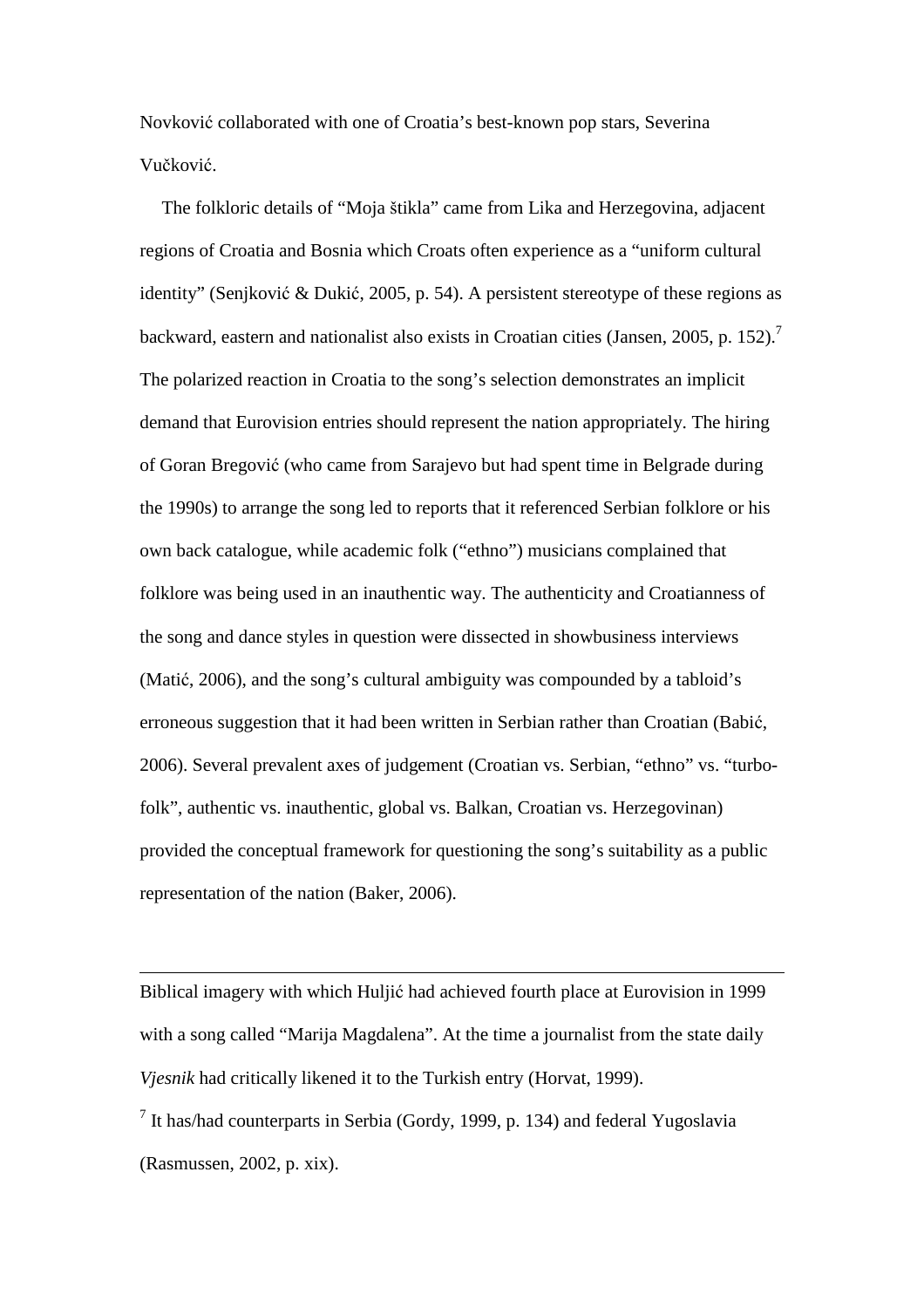Novković collaborated with one of Croatia's best-known pop stars, Severina Vučković.

The folkloric details of "Moja štikla" came from Lika and Herzegovina, adjacent regions of Croatia and Bosnia which Croats often experience as a "uniform cultural identity" (Senjković & Dukić, 2005, p. 54). A persistent stereotype of these regions as backward, eastern and nationalist also exists in Croatian cities (Jansen, 2005, p. 152).[7] The polarized reaction in Croatia to the song's selection demonstrates an implicit demand that Eurovision entries should represent the nation appropriately. The hiring of Goran Bregović (who came from Sarajevo but had spent time in Belgrade during the 1990s) to arrange the song led to reports that it referenced Serbian folklore or his own back catalogue, while academic folk ("ethno") musicians complained that folklore was being used in an inauthentic way. The authenticity and Croatianness of the song and dance styles in question were dissected in showbusiness interviews (Matić, 2006), and the song's cultural ambiguity was compounded by a tabloid's erroneous suggestion that it had been written in Serbian rather than Croatian (Babić, 2006). Several prevalent axes of judgement (Croatian vs. Serbian, "ethno" vs. "turbo-folk", authentic vs. inauthentic, global vs. Balkan, Croatian vs. Herzegovinan) provided the conceptual framework for questioning the song's suitability as a public representation of the nation (Baker, 2006).

---

Biblical imagery with which Huljić had achieved fourth place at Eurovision in 1999 with a song called "Marija Magdalena". At the time a journalist from the state daily *Vjesnik* had critically likened it to the Turkish entry (Horvat, 1999).

[7] It has/had counterparts in Serbia (Gordy, 1999, p. 134) and federal Yugoslavia (Rasmussen, 2002, p. xix).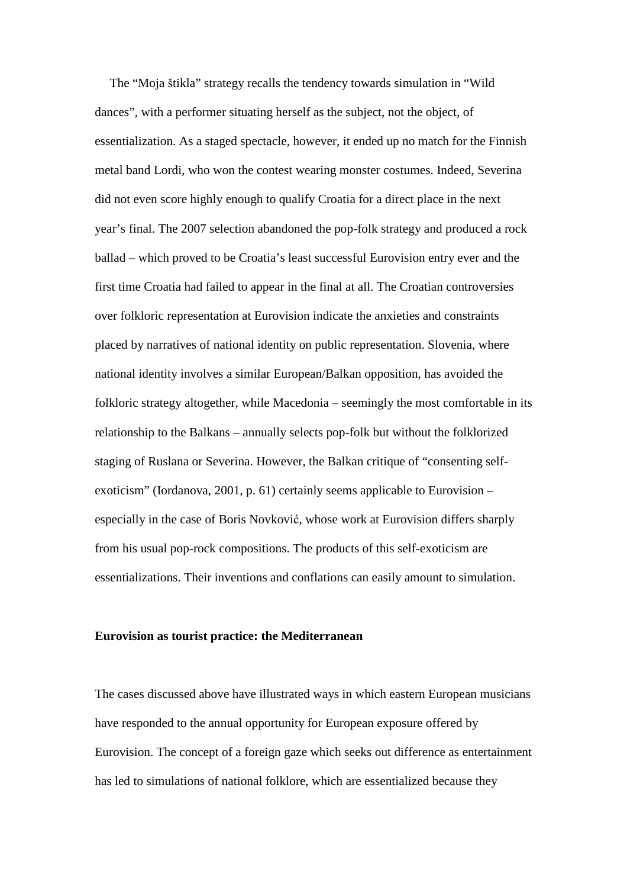The "Moja štikla" strategy recalls the tendency towards simulation in "Wild dances", with a performer situating herself as the subject, not the object, of essentialization. As a staged spectacle, however, it ended up no match for the Finnish metal band Lordi, who won the contest wearing monster costumes. Indeed, Severina did not even score highly enough to qualify Croatia for a direct place in the next year's final. The 2007 selection abandoned the pop-folk strategy and produced a rock ballad – which proved to be Croatia's least successful Eurovision entry ever and the first time Croatia had failed to appear in the final at all. The Croatian controversies over folkloric representation at Eurovision indicate the anxieties and constraints placed by narratives of national identity on public representation. Slovenia, where national identity involves a similar European/Balkan opposition, has avoided the folkloric strategy altogether, while Macedonia – seemingly the most comfortable in its relationship to the Balkans – annually selects pop-folk but without the folklorized staging of Ruslana or Severina. However, the Balkan critique of "consenting self-exoticism" (Iordanova, 2001, p. 61) certainly seems applicable to Eurovision – especially in the case of Boris Novković, whose work at Eurovision differs sharply from his usual pop-rock compositions. The products of this self-exoticism are essentializations. Their inventions and conflations can easily amount to simulation.

**Eurovision as tourist practice: the Mediterranean**

The cases discussed above have illustrated ways in which eastern European musicians have responded to the annual opportunity for European exposure offered by Eurovision. The concept of a foreign gaze which seeks out difference as entertainment has led to simulations of national folklore, which are essentialized because they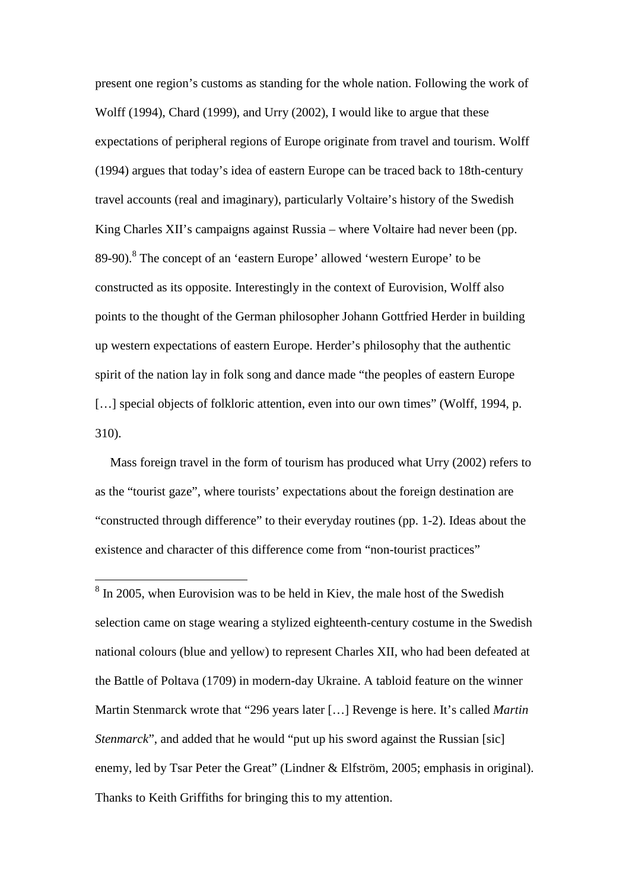present one region's customs as standing for the whole nation. Following the work of Wolff (1994), Chard (1999), and Urry (2002), I would like to argue that these expectations of peripheral regions of Europe originate from travel and tourism. Wolff (1994) argues that today's idea of eastern Europe can be traced back to 18th-century travel accounts (real and imaginary), particularly Voltaire's history of the Swedish King Charles XII's campaigns against Russia – where Voltaire had never been (pp. 89-90).[8] The concept of an 'eastern Europe' allowed 'western Europe' to be constructed as its opposite. Interestingly in the context of Eurovision, Wolff also points to the thought of the German philosopher Johann Gottfried Herder in building up western expectations of eastern Europe. Herder's philosophy that the authentic spirit of the nation lay in folk song and dance made "the peoples of eastern Europe […] special objects of folkloric attention, even into our own times" (Wolff, 1994, p. 310).

Mass foreign travel in the form of tourism has produced what Urry (2002) refers to as the "tourist gaze", where tourists' expectations about the foreign destination are "constructed through difference" to their everyday routines (pp. 1-2). Ideas about the existence and character of this difference come from "non-tourist practices"

---

[8] In 2005, when Eurovision was to be held in Kiev, the male host of the Swedish selection came on stage wearing a stylized eighteenth-century costume in the Swedish national colours (blue and yellow) to represent Charles XII, who had been defeated at the Battle of Poltava (1709) in modern-day Ukraine. A tabloid feature on the winner Martin Stenmarck wrote that "296 years later […] Revenge is here. It's called *Martin Stenmarck*", and added that he would "put up his sword against the Russian [sic] enemy, led by Tsar Peter the Great" (Lindner & Elfström, 2005; emphasis in original). Thanks to Keith Griffiths for bringing this to my attention.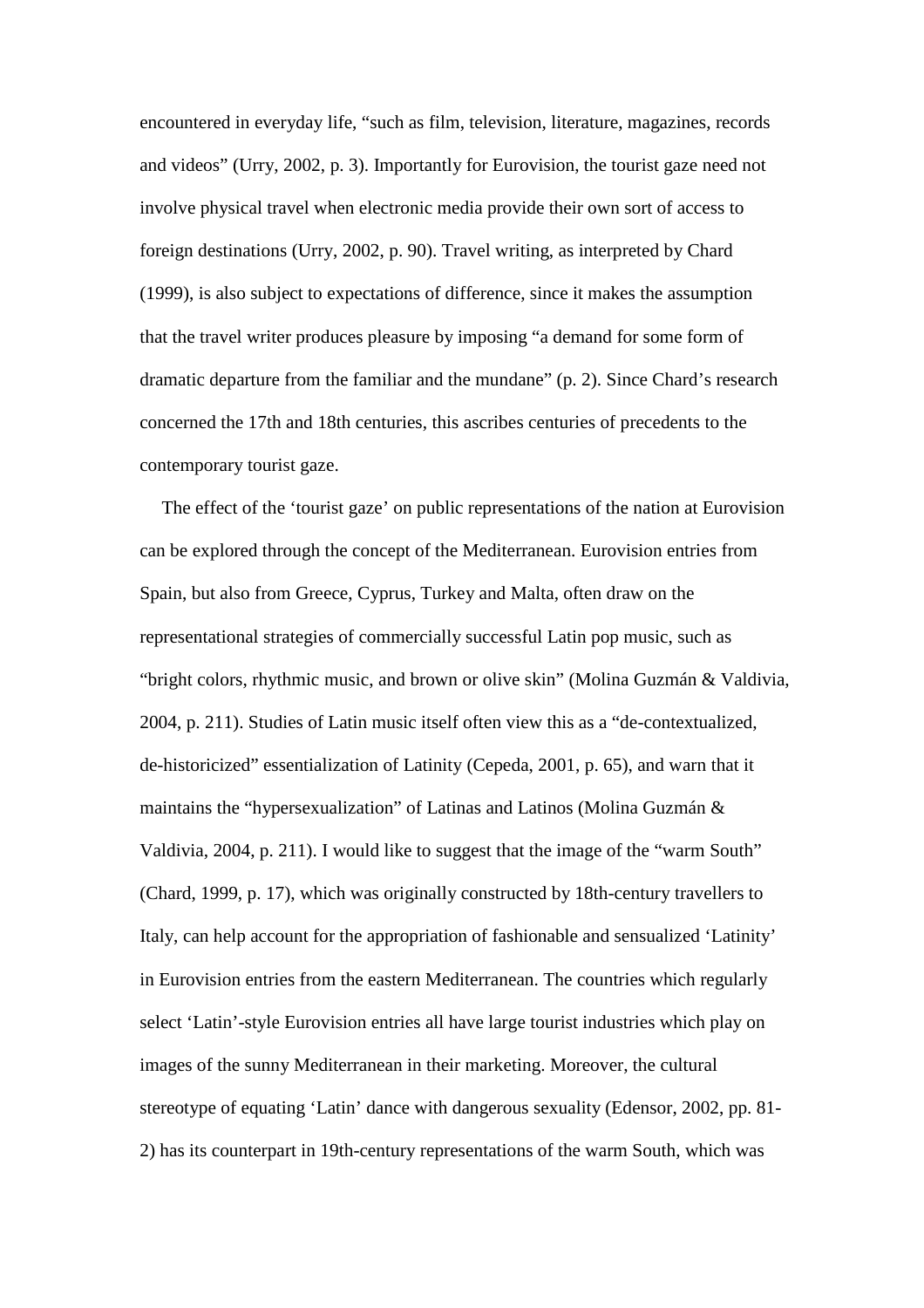encountered in everyday life, "such as film, television, literature, magazines, records and videos" (Urry, 2002, p. 3). Importantly for Eurovision, the tourist gaze need not involve physical travel when electronic media provide their own sort of access to foreign destinations (Urry, 2002, p. 90). Travel writing, as interpreted by Chard (1999), is also subject to expectations of difference, since it makes the assumption that the travel writer produces pleasure by imposing "a demand for some form of dramatic departure from the familiar and the mundane" (p. 2). Since Chard's research concerned the 17th and 18th centuries, this ascribes centuries of precedents to the contemporary tourist gaze.

The effect of the 'tourist gaze' on public representations of the nation at Eurovision can be explored through the concept of the Mediterranean. Eurovision entries from Spain, but also from Greece, Cyprus, Turkey and Malta, often draw on the representational strategies of commercially successful Latin pop music, such as "bright colors, rhythmic music, and brown or olive skin" (Molina Guzmán & Valdivia, 2004, p. 211). Studies of Latin music itself often view this as a "de-contextualized, de-historicized" essentialization of Latinity (Cepeda, 2001, p. 65), and warn that it maintains the "hypersexualization" of Latinas and Latinos (Molina Guzmán & Valdivia, 2004, p. 211). I would like to suggest that the image of the "warm South" (Chard, 1999, p. 17), which was originally constructed by 18th-century travellers to Italy, can help account for the appropriation of fashionable and sensualized 'Latinity' in Eurovision entries from the eastern Mediterranean. The countries which regularly select 'Latin'-style Eurovision entries all have large tourist industries which play on images of the sunny Mediterranean in their marketing. Moreover, the cultural stereotype of equating 'Latin' dance with dangerous sexuality (Edensor, 2002, pp. 81-2) has its counterpart in 19th-century representations of the warm South, which was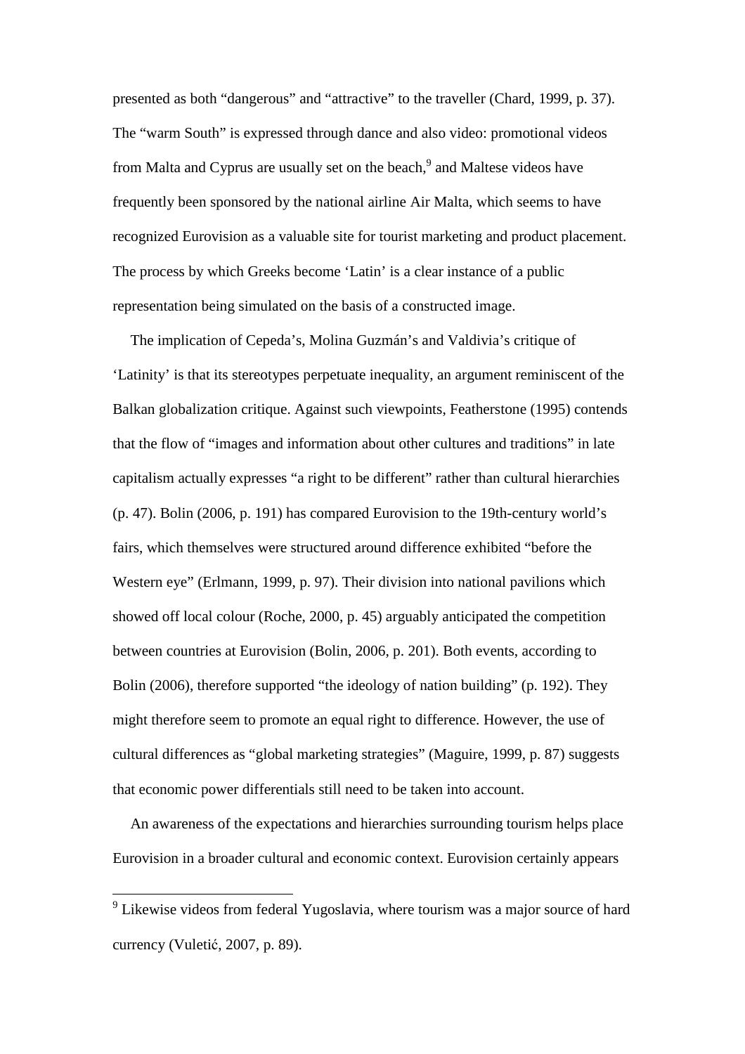presented as both “dangerous” and “attractive” to the traveller (Chard, 1999, p. 37). The “warm South” is expressed through dance and also video: promotional videos from Malta and Cyprus are usually set on the beach,[9] and Maltese videos have frequently been sponsored by the national airline Air Malta, which seems to have recognized Eurovision as a valuable site for tourist marketing and product placement. The process by which Greeks become ‘Latin’ is a clear instance of a public representation being simulated on the basis of a constructed image.

The implication of Cepeda’s, Molina Guzmán’s and Valdivia’s critique of ‘Latinity’ is that its stereotypes perpetuate inequality, an argument reminiscent of the Balkan globalization critique. Against such viewpoints, Featherstone (1995) contends that the flow of “images and information about other cultures and traditions” in late capitalism actually expresses “a right to be different” rather than cultural hierarchies (p. 47). Bolin (2006, p. 191) has compared Eurovision to the 19th-century world’s fairs, which themselves were structured around difference exhibited “before the Western eye” (Erlmann, 1999, p. 97). Their division into national pavilions which showed off local colour (Roche, 2000, p. 45) arguably anticipated the competition between countries at Eurovision (Bolin, 2006, p. 201). Both events, according to Bolin (2006), therefore supported “the ideology of nation building” (p. 192). They might therefore seem to promote an equal right to difference. However, the use of cultural differences as “global marketing strategies” (Maguire, 1999, p. 87) suggests that economic power differentials still need to be taken into account.

An awareness of the expectations and hierarchies surrounding tourism helps place Eurovision in a broader cultural and economic context. Eurovision certainly appears

[9] Likewise videos from federal Yugoslavia, where tourism was a major source of hard currency (Vuletić, 2007, p. 89).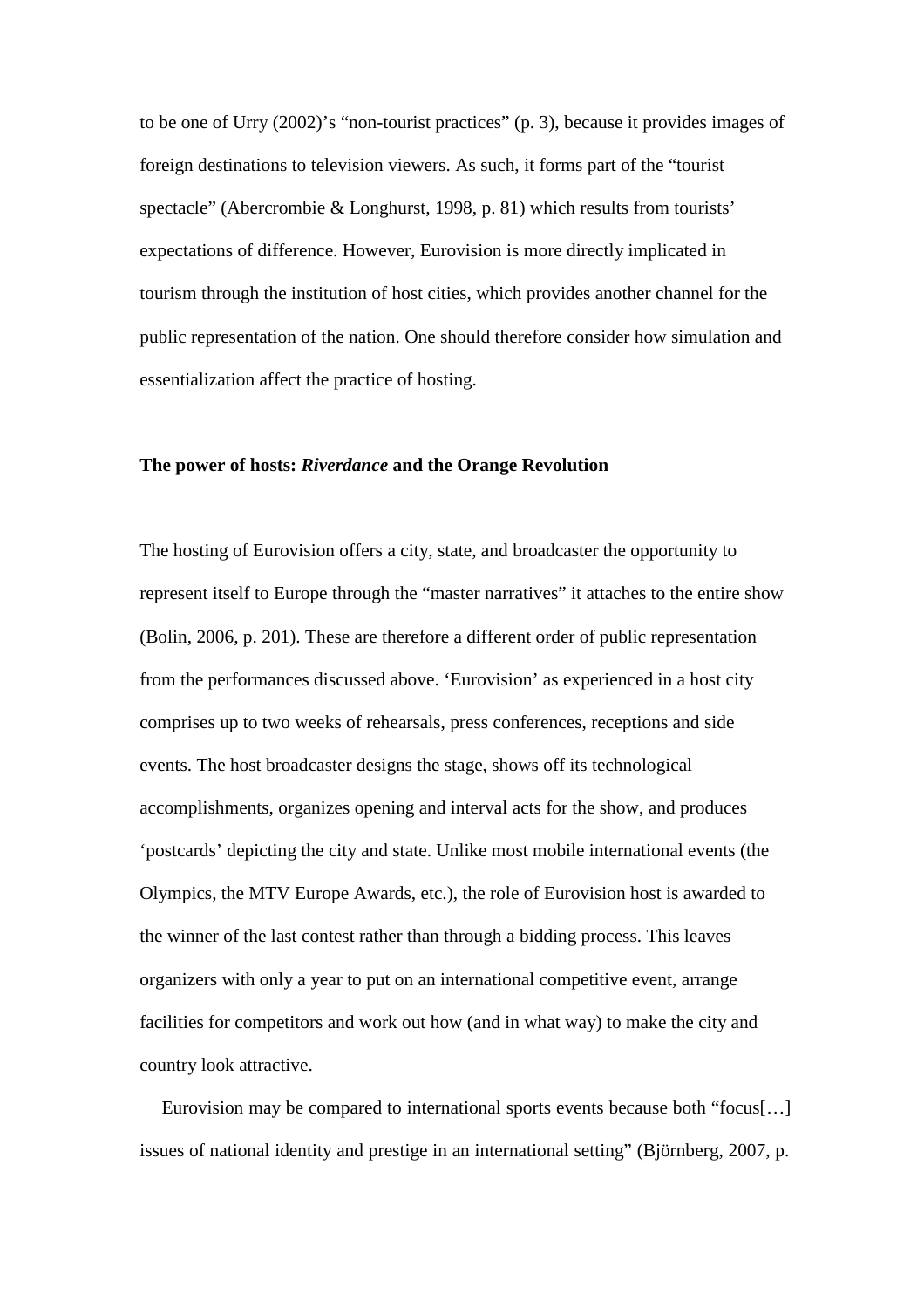to be one of Urry (2002)'s "non-tourist practices" (p. 3), because it provides images of foreign destinations to television viewers. As such, it forms part of the "tourist spectacle" (Abercrombie & Longhurst, 1998, p. 81) which results from tourists' expectations of difference. However, Eurovision is more directly implicated in tourism through the institution of host cities, which provides another channel for the public representation of the nation. One should therefore consider how simulation and essentialization affect the practice of hosting.

## The power of hosts: *Riverdance* and the Orange Revolution

The hosting of Eurovision offers a city, state, and broadcaster the opportunity to represent itself to Europe through the "master narratives" it attaches to the entire show (Bolin, 2006, p. 201). These are therefore a different order of public representation from the performances discussed above. 'Eurovision' as experienced in a host city comprises up to two weeks of rehearsals, press conferences, receptions and side events. The host broadcaster designs the stage, shows off its technological accomplishments, organizes opening and interval acts for the show, and produces 'postcards' depicting the city and state. Unlike most mobile international events (the Olympics, the MTV Europe Awards, etc.), the role of Eurovision host is awarded to the winner of the last contest rather than through a bidding process. This leaves organizers with only a year to put on an international competitive event, arrange facilities for competitors and work out how (and in what way) to make the city and country look attractive.

Eurovision may be compared to international sports events because both "focus[…] issues of national identity and prestige in an international setting" (Björnberg, 2007, p.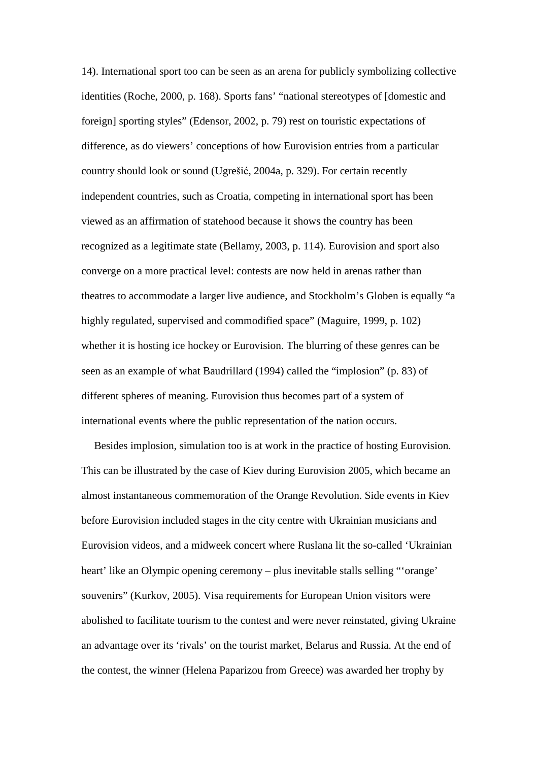14). International sport too can be seen as an arena for publicly symbolizing collective identities (Roche, 2000, p. 168). Sports fans' "national stereotypes of [domestic and foreign] sporting styles" (Edensor, 2002, p. 79) rest on touristic expectations of difference, as do viewers' conceptions of how Eurovision entries from a particular country should look or sound (Ugrešić, 2004a, p. 329). For certain recently independent countries, such as Croatia, competing in international sport has been viewed as an affirmation of statehood because it shows the country has been recognized as a legitimate state (Bellamy, 2003, p. 114). Eurovision and sport also converge on a more practical level: contests are now held in arenas rather than theatres to accommodate a larger live audience, and Stockholm's Globen is equally "a highly regulated, supervised and commodified space" (Maguire, 1999, p. 102) whether it is hosting ice hockey or Eurovision. The blurring of these genres can be seen as an example of what Baudrillard (1994) called the "implosion" (p. 83) of different spheres of meaning. Eurovision thus becomes part of a system of international events where the public representation of the nation occurs.

Besides implosion, simulation too is at work in the practice of hosting Eurovision. This can be illustrated by the case of Kiev during Eurovision 2005, which became an almost instantaneous commemoration of the Orange Revolution. Side events in Kiev before Eurovision included stages in the city centre with Ukrainian musicians and Eurovision videos, and a midweek concert where Ruslana lit the so-called 'Ukrainian heart' like an Olympic opening ceremony – plus inevitable stalls selling "'orange' souvenirs" (Kurkov, 2005). Visa requirements for European Union visitors were abolished to facilitate tourism to the contest and were never reinstated, giving Ukraine an advantage over its 'rivals' on the tourist market, Belarus and Russia. At the end of the contest, the winner (Helena Paparizou from Greece) was awarded her trophy by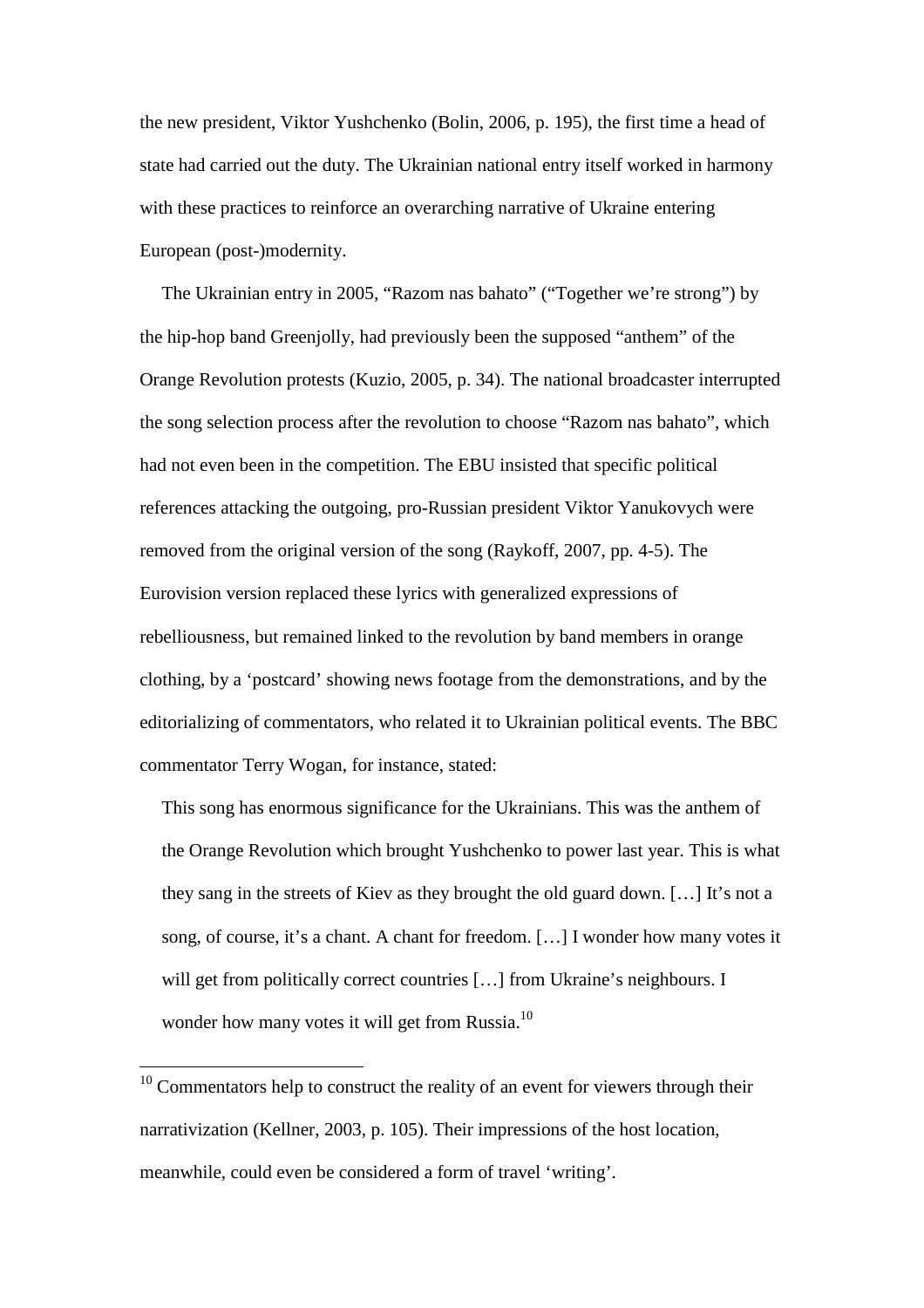the new president, Viktor Yushchenko (Bolin, 2006, p. 195), the first time a head of state had carried out the duty. The Ukrainian national entry itself worked in harmony with these practices to reinforce an overarching narrative of Ukraine entering European (post-)modernity.

The Ukrainian entry in 2005, "Razom nas bahato" ("Together we're strong") by the hip-hop band Greenjolly, had previously been the supposed "anthem" of the Orange Revolution protests (Kuzio, 2005, p. 34). The national broadcaster interrupted the song selection process after the revolution to choose "Razom nas bahato", which had not even been in the competition. The EBU insisted that specific political references attacking the outgoing, pro-Russian president Viktor Yanukovych were removed from the original version of the song (Raykoff, 2007, pp. 4-5). The Eurovision version replaced these lyrics with generalized expressions of rebelliousness, but remained linked to the revolution by band members in orange clothing, by a 'postcard' showing news footage from the demonstrations, and by the editorializing of commentators, who related it to Ukrainian political events. The BBC commentator Terry Wogan, for instance, stated:

> This song has enormous significance for the Ukrainians. This was the anthem of the Orange Revolution which brought Yushchenko to power last year. This is what they sang in the streets of Kiev as they brought the old guard down. […] It's not a song, of course, it's a chant. A chant for freedom. […] I wonder how many votes it will get from politically correct countries […] from Ukraine's neighbours. I wonder how many votes it will get from Russia.[10]

---

[10] Commentators help to construct the reality of an event for viewers through their narrativization (Kellner, 2003, p. 105). Their impressions of the host location, meanwhile, could even be considered a form of travel 'writing'.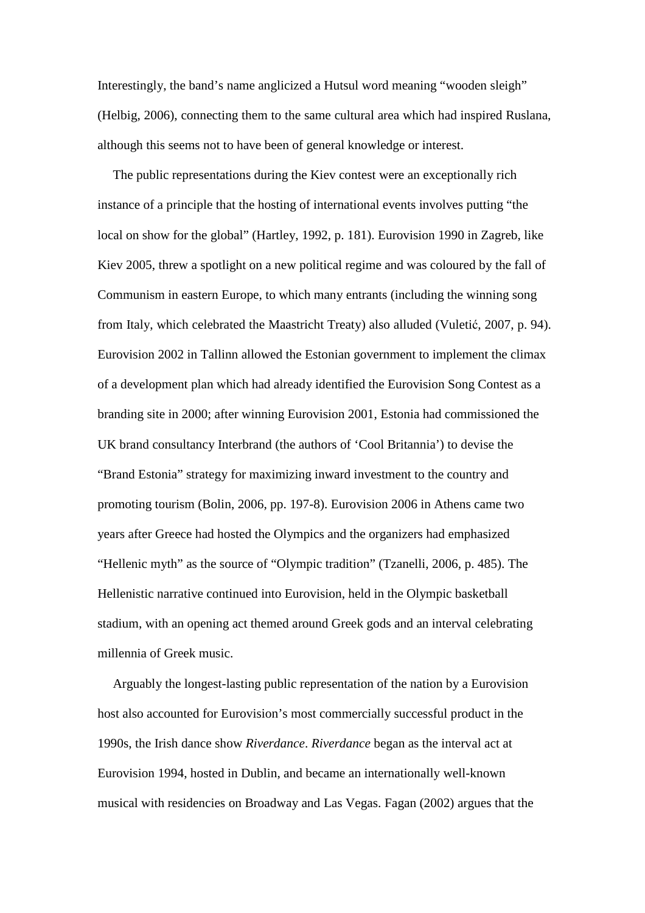Interestingly, the band’s name anglicized a Hutsul word meaning “wooden sleigh” (Helbig, 2006), connecting them to the same cultural area which had inspired Ruslana, although this seems not to have been of general knowledge or interest.

The public representations during the Kiev contest were an exceptionally rich instance of a principle that the hosting of international events involves putting “the local on show for the global” (Hartley, 1992, p. 181). Eurovision 1990 in Zagreb, like Kiev 2005, threw a spotlight on a new political regime and was coloured by the fall of Communism in eastern Europe, to which many entrants (including the winning song from Italy, which celebrated the Maastricht Treaty) also alluded (Vuletić, 2007, p. 94). Eurovision 2002 in Tallinn allowed the Estonian government to implement the climax of a development plan which had already identified the Eurovision Song Contest as a branding site in 2000; after winning Eurovision 2001, Estonia had commissioned the UK brand consultancy Interbrand (the authors of ‘Cool Britannia’) to devise the “Brand Estonia” strategy for maximizing inward investment to the country and promoting tourism (Bolin, 2006, pp. 197-8). Eurovision 2006 in Athens came two years after Greece had hosted the Olympics and the organizers had emphasized “Hellenic myth” as the source of “Olympic tradition” (Tzanelli, 2006, p. 485). The Hellenistic narrative continued into Eurovision, held in the Olympic basketball stadium, with an opening act themed around Greek gods and an interval celebrating millennia of Greek music.

Arguably the longest-lasting public representation of the nation by a Eurovision host also accounted for Eurovision’s most commercially successful product in the 1990s, the Irish dance show *Riverdance*. *Riverdance* began as the interval act at Eurovision 1994, hosted in Dublin, and became an internationally well-known musical with residencies on Broadway and Las Vegas. Fagan (2002) argues that the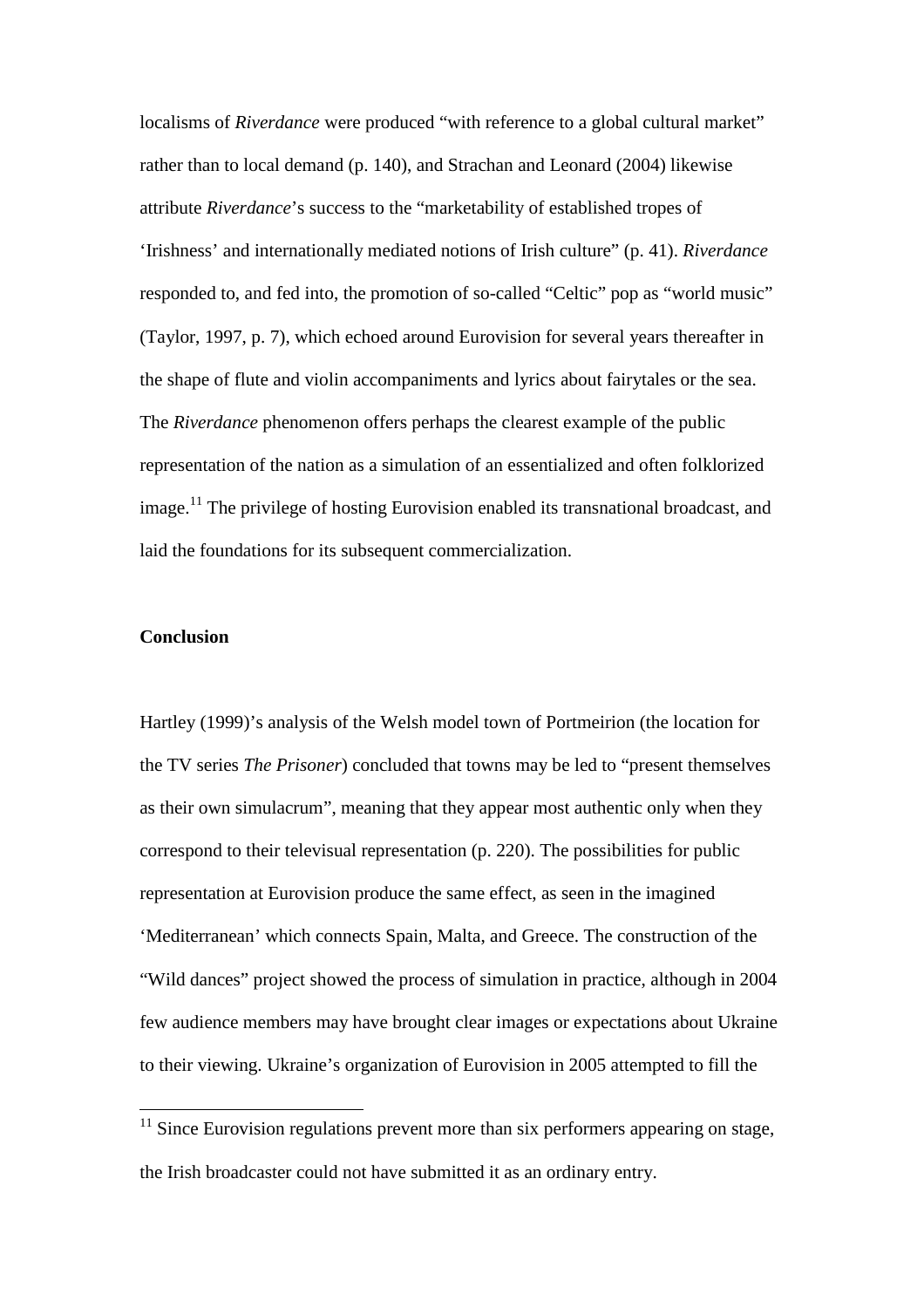localisms of *Riverdance* were produced “with reference to a global cultural market” rather than to local demand (p. 140), and Strachan and Leonard (2004) likewise attribute *Riverdance*’s success to the “marketability of established tropes of ‘Irishness’ and internationally mediated notions of Irish culture” (p. 41). *Riverdance* responded to, and fed into, the promotion of so-called “Celtic” pop as “world music” (Taylor, 1997, p. 7), which echoed around Eurovision for several years thereafter in the shape of flute and violin accompaniments and lyrics about fairytales or the sea. The *Riverdance* phenomenon offers perhaps the clearest example of the public representation of the nation as a simulation of an essentialized and often folklorized image.[11] The privilege of hosting Eurovision enabled its transnational broadcast, and laid the foundations for its subsequent commercialization.

## Conclusion

Hartley (1999)’s analysis of the Welsh model town of Portmeirion (the location for the TV series *The Prisoner*) concluded that towns may be led to “present themselves as their own simulacrum”, meaning that they appear most authentic only when they correspond to their televisual representation (p. 220). The possibilities for public representation at Eurovision produce the same effect, as seen in the imagined ‘Mediterranean’ which connects Spain, Malta, and Greece. The construction of the “Wild dances” project showed the process of simulation in practice, although in 2004 few audience members may have brought clear images or expectations about Ukraine to their viewing. Ukraine’s organization of Eurovision in 2005 attempted to fill the

[11] Since Eurovision regulations prevent more than six performers appearing on stage, the Irish broadcaster could not have submitted it as an ordinary entry.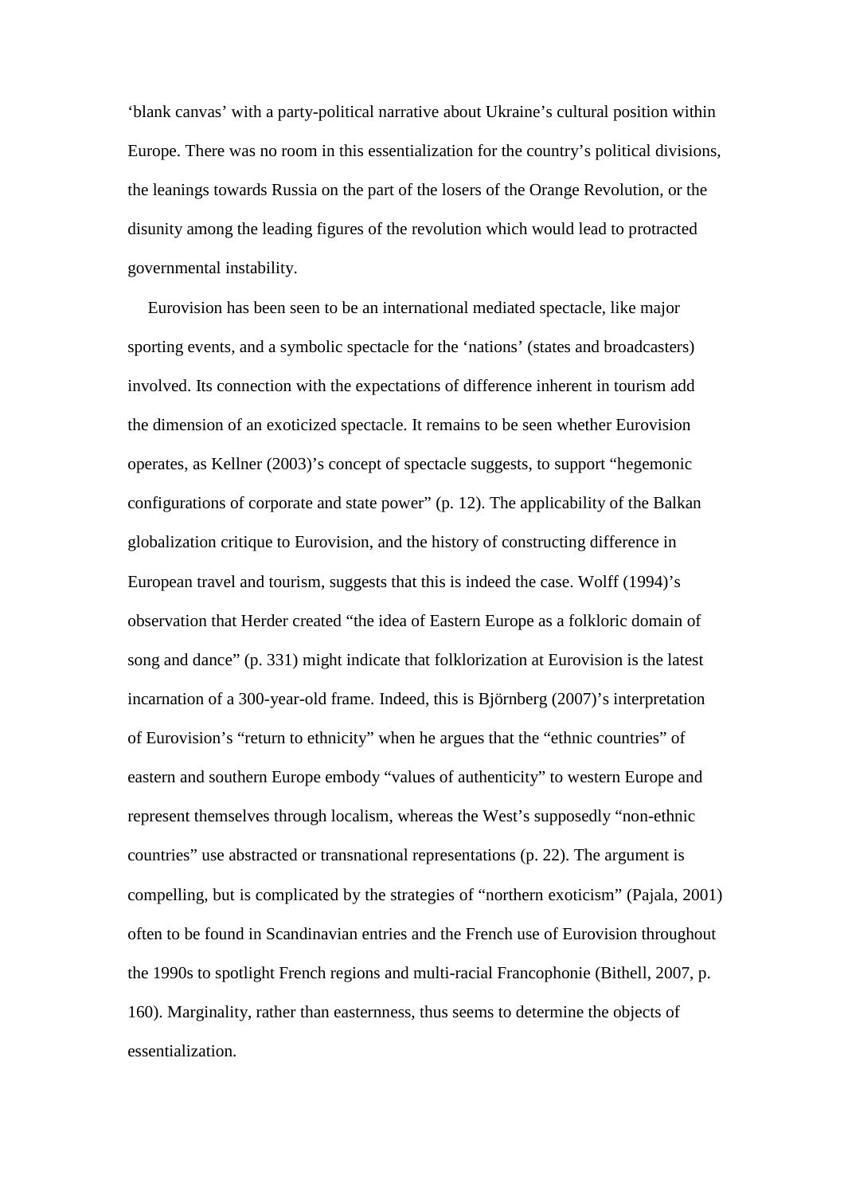‘blank canvas’ with a party-political narrative about Ukraine’s cultural position within Europe. There was no room in this essentialization for the country’s political divisions, the leanings towards Russia on the part of the losers of the Orange Revolution, or the disunity among the leading figures of the revolution which would lead to protracted governmental instability.

Eurovision has been seen to be an international mediated spectacle, like major sporting events, and a symbolic spectacle for the ‘nations’ (states and broadcasters) involved. Its connection with the expectations of difference inherent in tourism add the dimension of an exoticized spectacle. It remains to be seen whether Eurovision operates, as Kellner (2003)’s concept of spectacle suggests, to support “hegemonic configurations of corporate and state power” (p. 12). The applicability of the Balkan globalization critique to Eurovision, and the history of constructing difference in European travel and tourism, suggests that this is indeed the case. Wolff (1994)’s observation that Herder created “the idea of Eastern Europe as a folkloric domain of song and dance” (p. 331) might indicate that folklorization at Eurovision is the latest incarnation of a 300-year-old frame. Indeed, this is Björnberg (2007)’s interpretation of Eurovision’s “return to ethnicity” when he argues that the “ethnic countries” of eastern and southern Europe embody “values of authenticity” to western Europe and represent themselves through localism, whereas the West’s supposedly “non-ethnic countries” use abstracted or transnational representations (p. 22). The argument is compelling, but is complicated by the strategies of “northern exoticism” (Pajala, 2001) often to be found in Scandinavian entries and the French use of Eurovision throughout the 1990s to spotlight French regions and multi-racial Francophonie (Bithell, 2007, p. 160). Marginality, rather than easternness, thus seems to determine the objects of essentialization.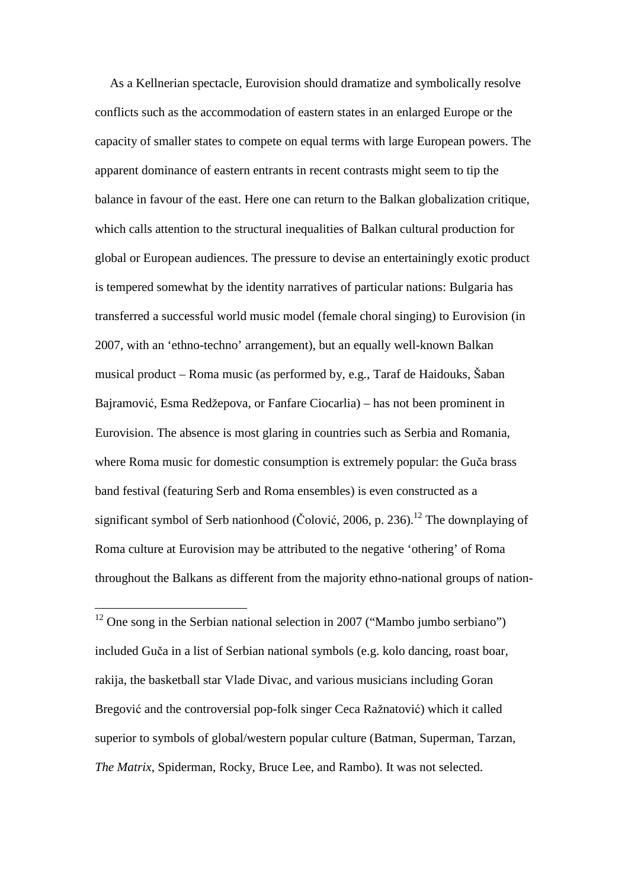As a Kellnerian spectacle, Eurovision should dramatize and symbolically resolve conflicts such as the accommodation of eastern states in an enlarged Europe or the capacity of smaller states to compete on equal terms with large European powers. The apparent dominance of eastern entrants in recent contrasts might seem to tip the balance in favour of the east. Here one can return to the Balkan globalization critique, which calls attention to the structural inequalities of Balkan cultural production for global or European audiences. The pressure to devise an entertainingly exotic product is tempered somewhat by the identity narratives of particular nations: Bulgaria has transferred a successful world music model (female choral singing) to Eurovision (in 2007, with an 'ethno-techno' arrangement), but an equally well-known Balkan musical product – Roma music (as performed by, e.g., Taraf de Haidouks, Šaban Bajramović, Esma Redžepova, or Fanfare Ciocarlia) – has not been prominent in Eurovision. The absence is most glaring in countries such as Serbia and Romania, where Roma music for domestic consumption is extremely popular: the Guča brass band festival (featuring Serb and Roma ensembles) is even constructed as a significant symbol of Serb nationhood (Čolović, 2006, p. 236).[12] The downplaying of Roma culture at Eurovision may be attributed to the negative 'othering' of Roma throughout the Balkans as different from the majority ethno-national groups of nation-

[12] One song in the Serbian national selection in 2007 ("Mambo jumbo serbiano") included Guča in a list of Serbian national symbols (e.g. kolo dancing, roast boar, rakija, the basketball star Vlade Divac, and various musicians including Goran Bregović and the controversial pop-folk singer Ceca Ražnatović) which it called superior to symbols of global/western popular culture (Batman, Superman, Tarzan, *The Matrix*, Spiderman, Rocky, Bruce Lee, and Rambo). It was not selected.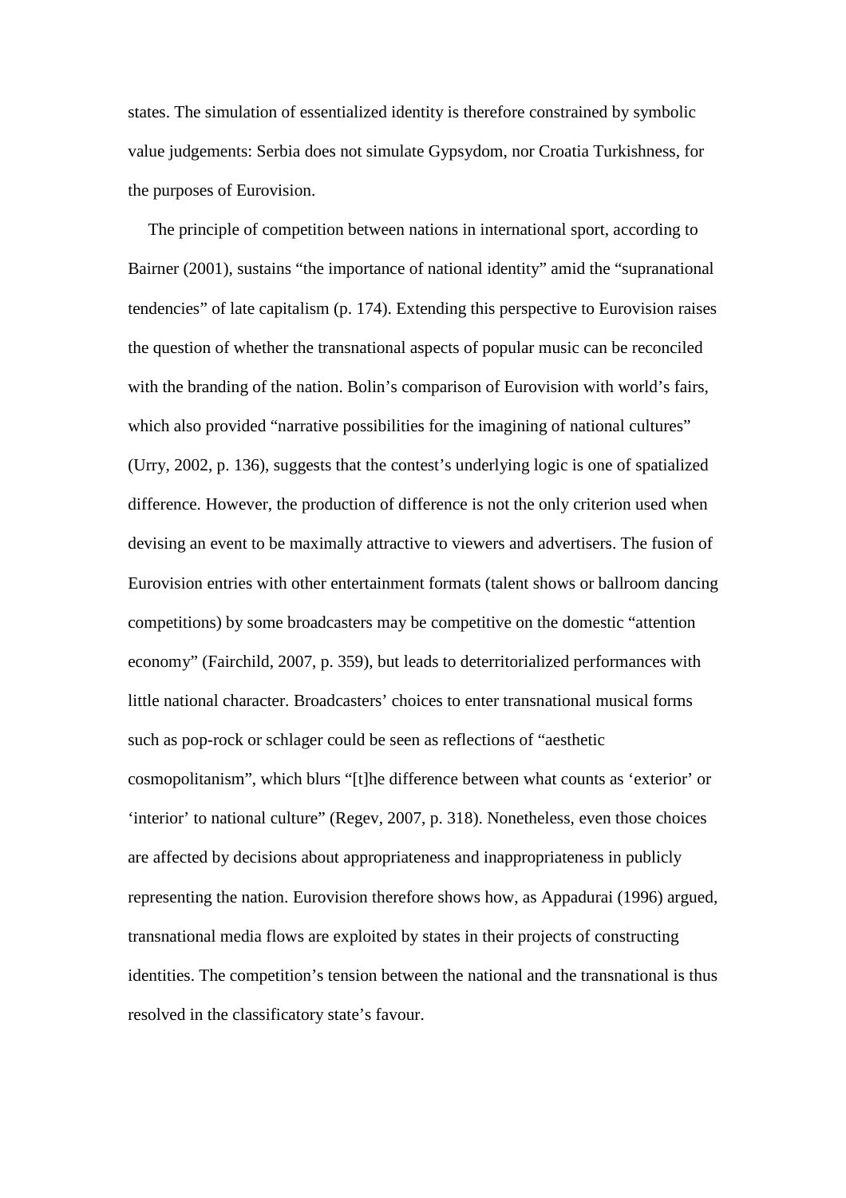states. The simulation of essentialized identity is therefore constrained by symbolic value judgements: Serbia does not simulate Gypsydom, nor Croatia Turkishness, for the purposes of Eurovision.

The principle of competition between nations in international sport, according to Bairner (2001), sustains “the importance of national identity” amid the “supranational tendencies” of late capitalism (p. 174). Extending this perspective to Eurovision raises the question of whether the transnational aspects of popular music can be reconciled with the branding of the nation. Bolin’s comparison of Eurovision with world’s fairs, which also provided “narrative possibilities for the imagining of national cultures” (Urry, 2002, p. 136), suggests that the contest’s underlying logic is one of spatialized difference. However, the production of difference is not the only criterion used when devising an event to be maximally attractive to viewers and advertisers. The fusion of Eurovision entries with other entertainment formats (talent shows or ballroom dancing competitions) by some broadcasters may be competitive on the domestic “attention economy” (Fairchild, 2007, p. 359), but leads to deterritorialized performances with little national character. Broadcasters’ choices to enter transnational musical forms such as pop-rock or schlager could be seen as reflections of “aesthetic cosmopolitanism”, which blurs “[t]he difference between what counts as ‘exterior’ or ‘interior’ to national culture” (Regev, 2007, p. 318). Nonetheless, even those choices are affected by decisions about appropriateness and inappropriateness in publicly representing the nation. Eurovision therefore shows how, as Appadurai (1996) argued, transnational media flows are exploited by states in their projects of constructing identities. The competition’s tension between the national and the transnational is thus resolved in the classificatory state’s favour.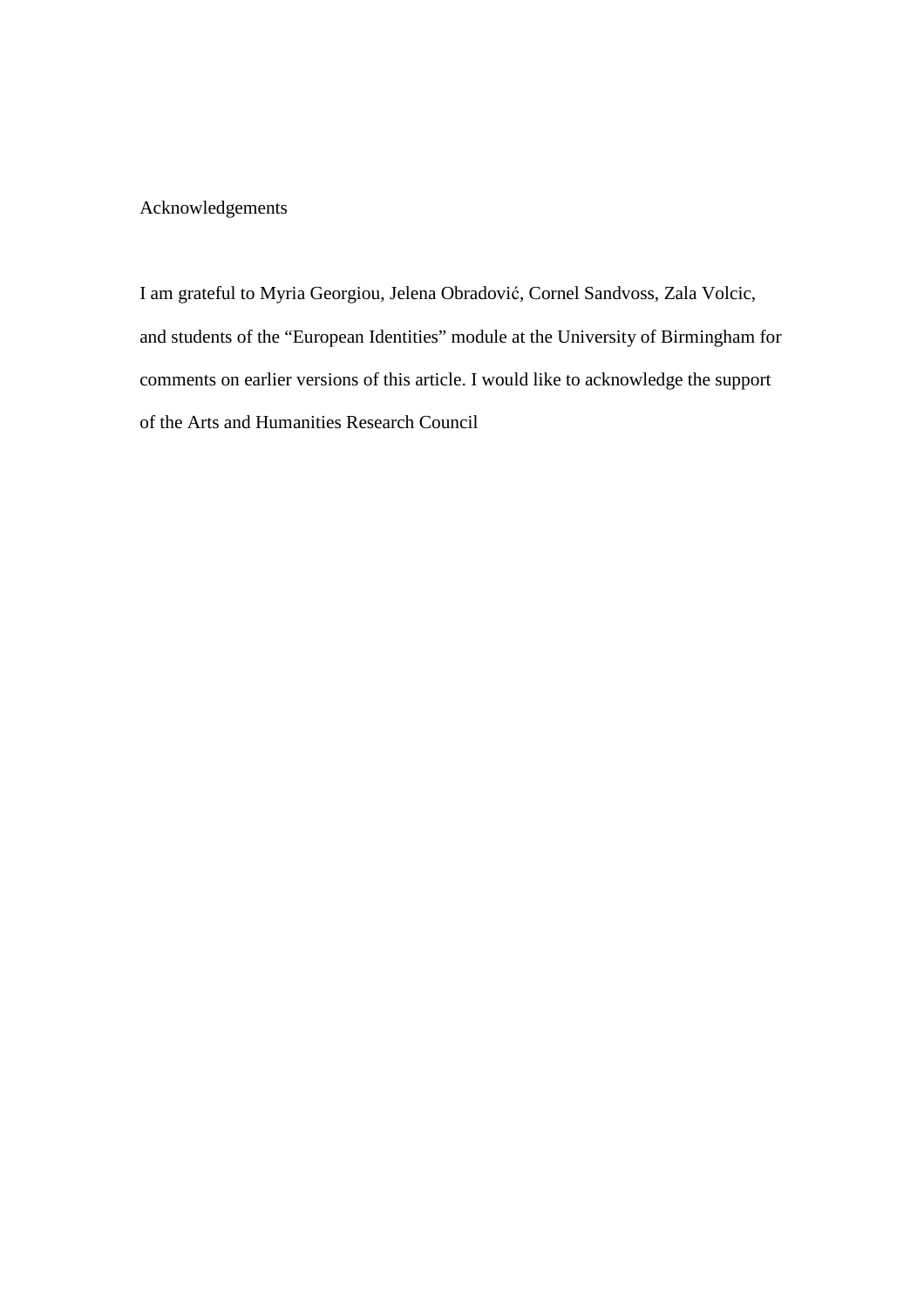## Acknowledgements

I am grateful to Myria Georgiou, Jelena Obradović, Cornel Sandvoss, Zala Volcic, and students of the "European Identities" module at the University of Birmingham for comments on earlier versions of this article. I would like to acknowledge the support of the Arts and Humanities Research Council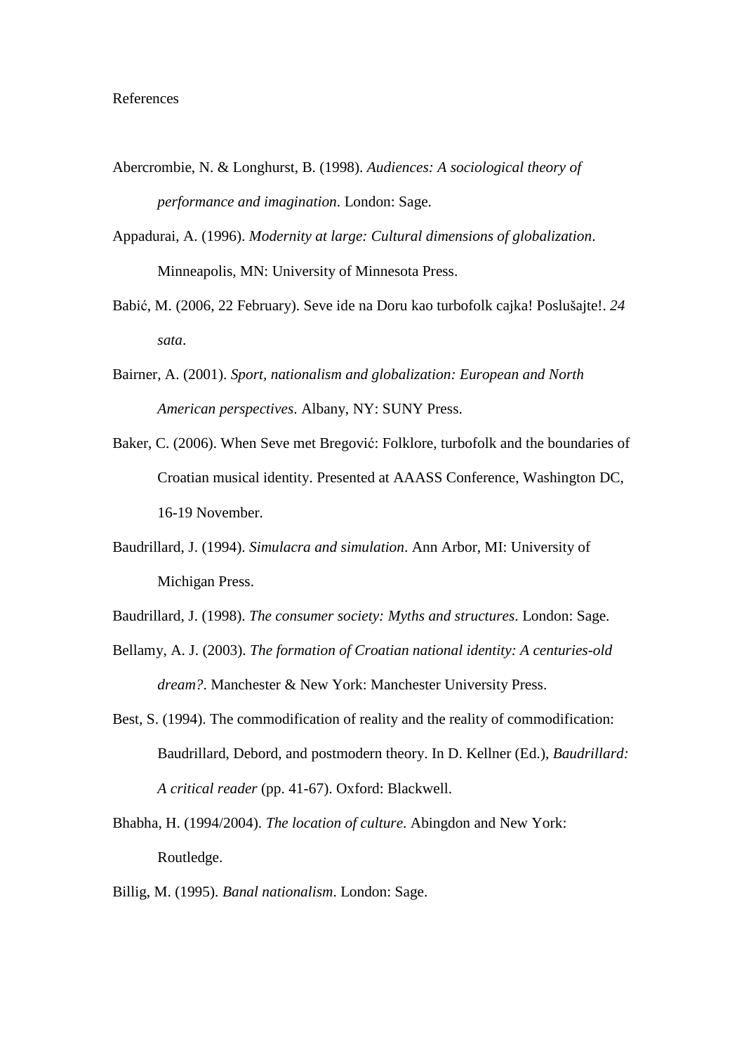References

Abercrombie, N. & Longhurst, B. (1998). *Audiences: A sociological theory of performance and imagination*. London: Sage.

Appadurai, A. (1996). *Modernity at large: Cultural dimensions of globalization*. Minneapolis, MN: University of Minnesota Press.

Babić, M. (2006, 22 February). Seve ide na Doru kao turbofolk cajka! Poslušajte!. *24 sata*.

Bairner, A. (2001). *Sport, nationalism and globalization: European and North American perspectives*. Albany, NY: SUNY Press.

Baker, C. (2006). When Seve met Bregović: Folklore, turbofolk and the boundaries of Croatian musical identity. Presented at AAASS Conference, Washington DC, 16-19 November.

Baudrillard, J. (1994). *Simulacra and simulation*. Ann Arbor, MI: University of Michigan Press.

Baudrillard, J. (1998). *The consumer society: Myths and structures*. London: Sage.

Bellamy, A. J. (2003). *The formation of Croatian national identity: A centuries-old dream?*. Manchester & New York: Manchester University Press.

Best, S. (1994). The commodification of reality and the reality of commodification: Baudrillard, Debord, and postmodern theory. In D. Kellner (Ed.), *Baudrillard: A critical reader* (pp. 41-67). Oxford: Blackwell.

Bhabha, H. (1994/2004). *The location of culture*. Abingdon and New York: Routledge.

Billig, M. (1995). *Banal nationalism*. London: Sage.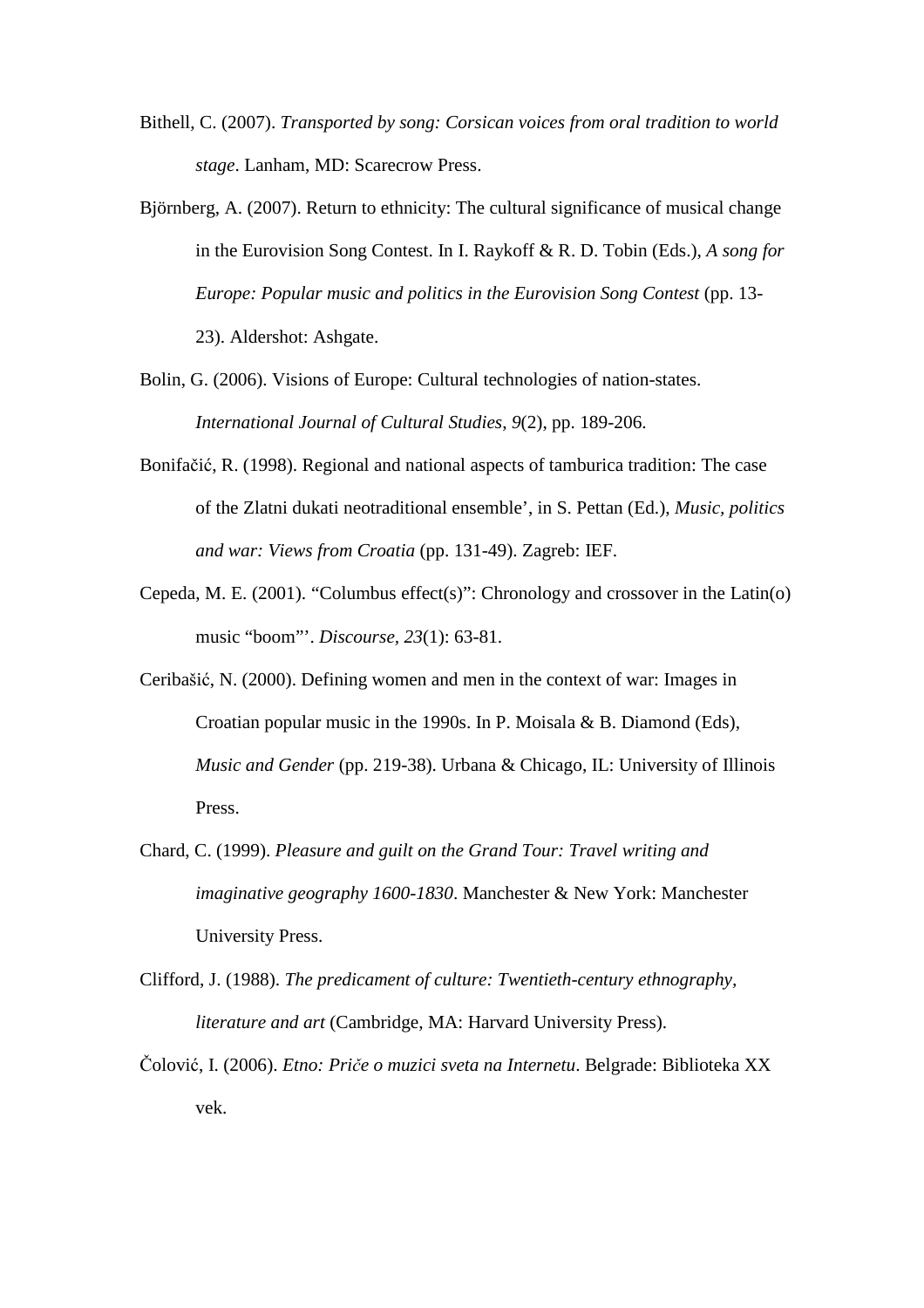Bithell, C. (2007). *Transported by song: Corsican voices from oral tradition to world stage*. Lanham, MD: Scarecrow Press.

Björnberg, A. (2007). Return to ethnicity: The cultural significance of musical change in the Eurovision Song Contest. In I. Raykoff & R. D. Tobin (Eds.), *A song for Europe: Popular music and politics in the Eurovision Song Contest* (pp. 13-23). Aldershot: Ashgate.

Bolin, G. (2006). Visions of Europe: Cultural technologies of nation-states. *International Journal of Cultural Studies*, *9*(2), pp. 189-206.

Bonifačić, R. (1998). Regional and national aspects of tamburica tradition: The case of the Zlatni dukati neotraditional ensemble', in S. Pettan (Ed.), *Music, politics and war: Views from Croatia* (pp. 131-49). Zagreb: IEF.

Cepeda, M. E. (2001). "Columbus effect(s)": Chronology and crossover in the Latin(o) music "boom"'. *Discourse, 23*(1): 63-81.

Ceribašić, N. (2000). Defining women and men in the context of war: Images in Croatian popular music in the 1990s. In P. Moisala & B. Diamond (Eds), *Music and Gender* (pp. 219-38). Urbana & Chicago, IL: University of Illinois Press.

Chard, C. (1999). *Pleasure and guilt on the Grand Tour: Travel writing and imaginative geography 1600-1830*. Manchester & New York: Manchester University Press.

Clifford, J. (1988). *The predicament of culture: Twentieth-century ethnography, literature and art* (Cambridge, MA: Harvard University Press).

Čolović, I. (2006). *Etno: Priče o muzici sveta na Internetu*. Belgrade: Biblioteka XX vek.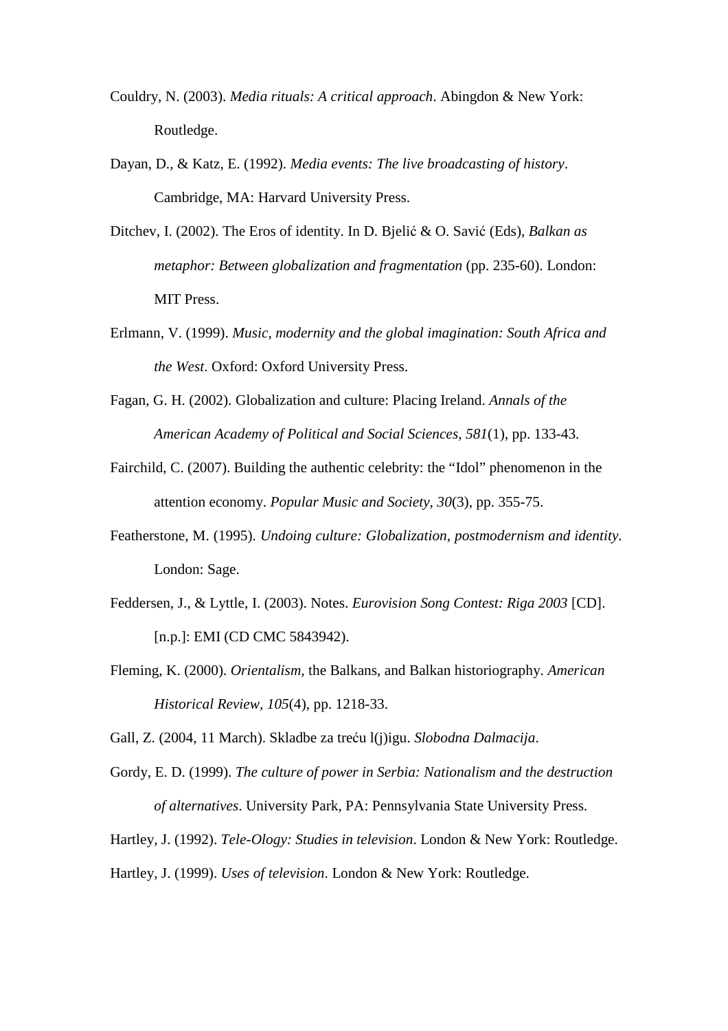Couldry, N. (2003). *Media rituals: A critical approach*. Abingdon & New York: Routledge.

Dayan, D., & Katz, E. (1992). *Media events: The live broadcasting of history*. Cambridge, MA: Harvard University Press.

Ditchev, I. (2002). The Eros of identity. In D. Bjelić & O. Savić (Eds), *Balkan as metaphor: Between globalization and fragmentation* (pp. 235-60). London: MIT Press.

Erlmann, V. (1999). *Music, modernity and the global imagination: South Africa and the West*. Oxford: Oxford University Press.

Fagan, G. H. (2002). Globalization and culture: Placing Ireland. *Annals of the American Academy of Political and Social Sciences, 581*(1), pp. 133-43.

Fairchild, C. (2007). Building the authentic celebrity: the "Idol" phenomenon in the attention economy. *Popular Music and Society, 30*(3), pp. 355-75.

Featherstone, M. (1995). *Undoing culture: Globalization, postmodernism and identity*. London: Sage.

Feddersen, J., & Lyttle, I. (2003). Notes. *Eurovision Song Contest: Riga 2003* [CD]. [n.p.]: EMI (CD CMC 5843942).

Fleming, K. (2000). *Orientalism*, the Balkans, and Balkan historiography. *American Historical Review, 105*(4), pp. 1218-33.

Gall, Z. (2004, 11 March). Skladbe za treću l(j)igu. *Slobodna Dalmacija*.

Gordy, E. D. (1999). *The culture of power in Serbia: Nationalism and the destruction of alternatives*. University Park, PA: Pennsylvania State University Press.

Hartley, J. (1992). *Tele-Ology: Studies in television*. London & New York: Routledge.

Hartley, J. (1999). *Uses of television*. London & New York: Routledge.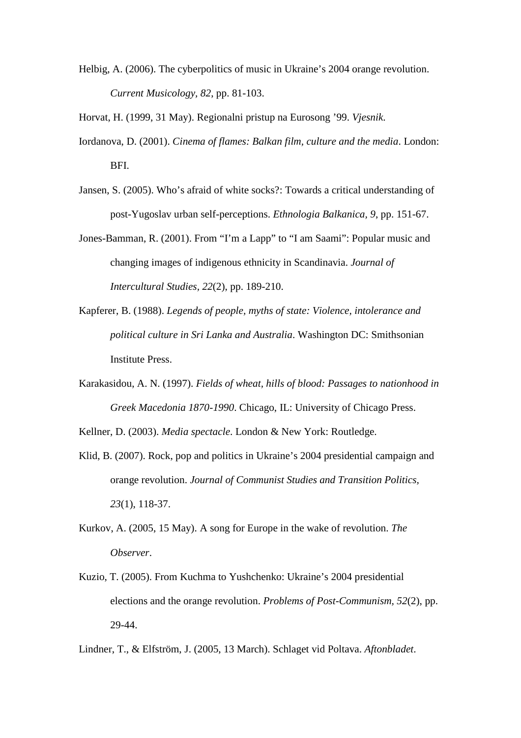Helbig, A. (2006). The cyberpolitics of music in Ukraine's 2004 orange revolution. *Current Musicology, 82*, pp. 81-103.

Horvat, H. (1999, 31 May). Regionalni pristup na Eurosong '99. *Vjesnik*.

Iordanova, D. (2001). *Cinema of flames: Balkan film, culture and the media*. London: BFI.

Jansen, S. (2005). Who's afraid of white socks?: Towards a critical understanding of post-Yugoslav urban self-perceptions. *Ethnologia Balkanica, 9*, pp. 151-67.

Jones-Bamman, R. (2001). From "I'm a Lapp" to "I am Saami": Popular music and changing images of indigenous ethnicity in Scandinavia. *Journal of Intercultural Studies, 22*(2), pp. 189-210.

Kapferer, B. (1988). *Legends of people, myths of state: Violence, intolerance and political culture in Sri Lanka and Australia*. Washington DC: Smithsonian Institute Press.

Karakasidou, A. N. (1997). *Fields of wheat, hills of blood: Passages to nationhood in Greek Macedonia 1870-1990*. Chicago, IL: University of Chicago Press.

Kellner, D. (2003). *Media spectacle*. London & New York: Routledge.

Klid, B. (2007). Rock, pop and politics in Ukraine's 2004 presidential campaign and orange revolution. *Journal of Communist Studies and Transition Politics, 23*(1), 118-37.

Kurkov, A. (2005, 15 May). A song for Europe in the wake of revolution. *The Observer*.

Kuzio, T. (2005). From Kuchma to Yushchenko: Ukraine's 2004 presidential elections and the orange revolution. *Problems of Post-Communism, 52*(2), pp. 29-44.

Lindner, T., & Elfström, J. (2005, 13 March). Schlaget vid Poltava. *Aftonbladet*.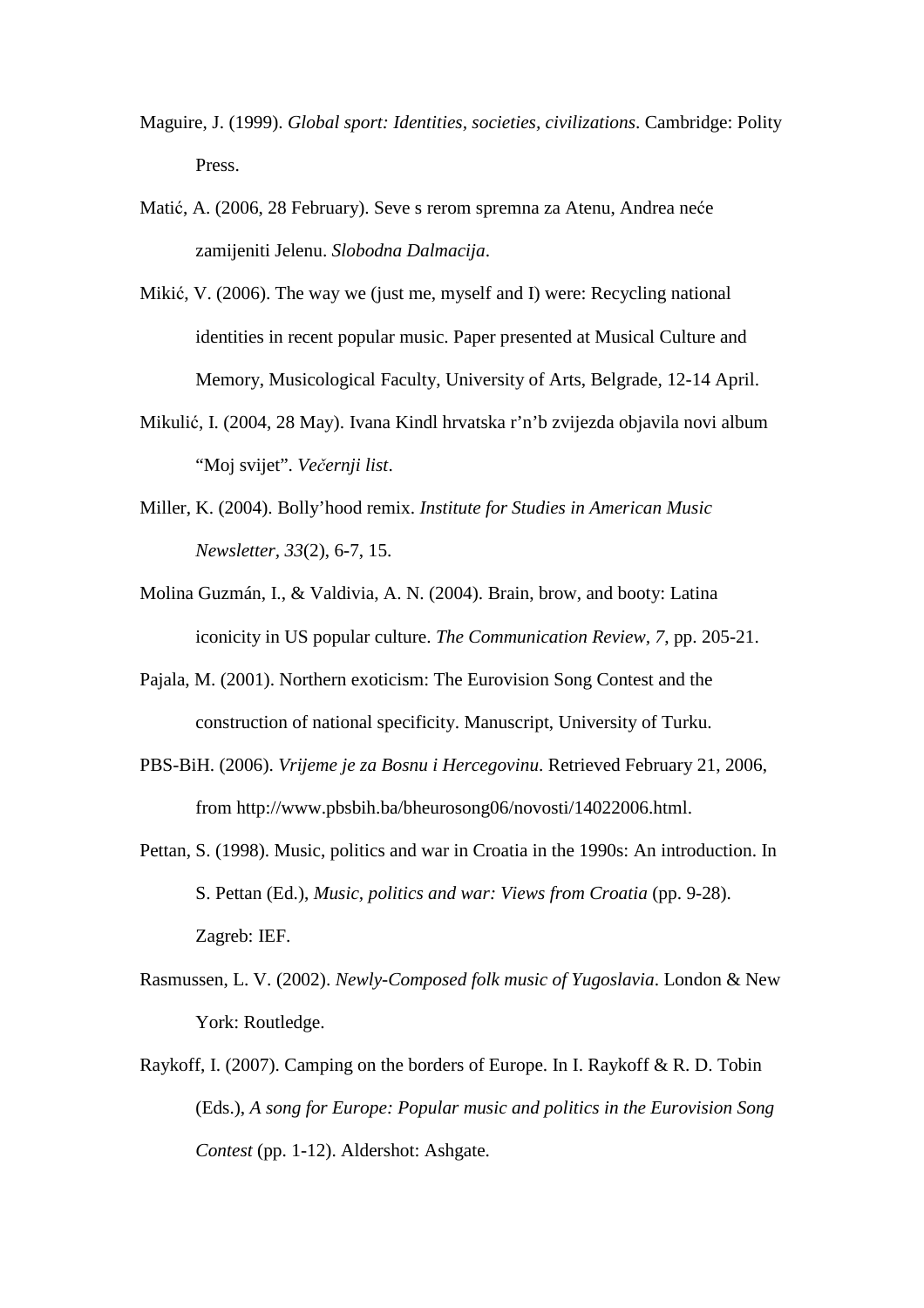Maguire, J. (1999). *Global sport: Identities, societies, civilizations*. Cambridge: Polity Press.

Matić, A. (2006, 28 February). Seve s rerom spremna za Atenu, Andrea neće zamijeniti Jelenu. *Slobodna Dalmacija*.

Mikić, V. (2006). The way we (just me, myself and I) were: Recycling national identities in recent popular music. Paper presented at Musical Culture and Memory, Musicological Faculty, University of Arts, Belgrade, 12-14 April.

Mikulić, I. (2004, 28 May). Ivana Kindl hrvatska r'n'b zvijezda objavila novi album "Moj svijet". *Večernji list*.

Miller, K. (2004). Bolly'hood remix. *Institute for Studies in American Music Newsletter, 33*(2), 6-7, 15.

Molina Guzmán, I., & Valdivia, A. N. (2004). Brain, brow, and booty: Latina iconicity in US popular culture. *The Communication Review, 7*, pp. 205-21.

Pajala, M. (2001). Northern exoticism: The Eurovision Song Contest and the construction of national specificity. Manuscript, University of Turku.

PBS-BiH. (2006). *Vrijeme je za Bosnu i Hercegovinu*. Retrieved February 21, 2006, from http://www.pbsbih.ba/bheurosong06/novosti/14022006.html.

Pettan, S. (1998). Music, politics and war in Croatia in the 1990s: An introduction. In S. Pettan (Ed.), *Music, politics and war: Views from Croatia* (pp. 9-28). Zagreb: IEF.

Rasmussen, L. V. (2002). *Newly-Composed folk music of Yugoslavia*. London & New York: Routledge.

Raykoff, I. (2007). Camping on the borders of Europe. In I. Raykoff & R. D. Tobin (Eds.), *A song for Europe: Popular music and politics in the Eurovision Song Contest* (pp. 1-12). Aldershot: Ashgate.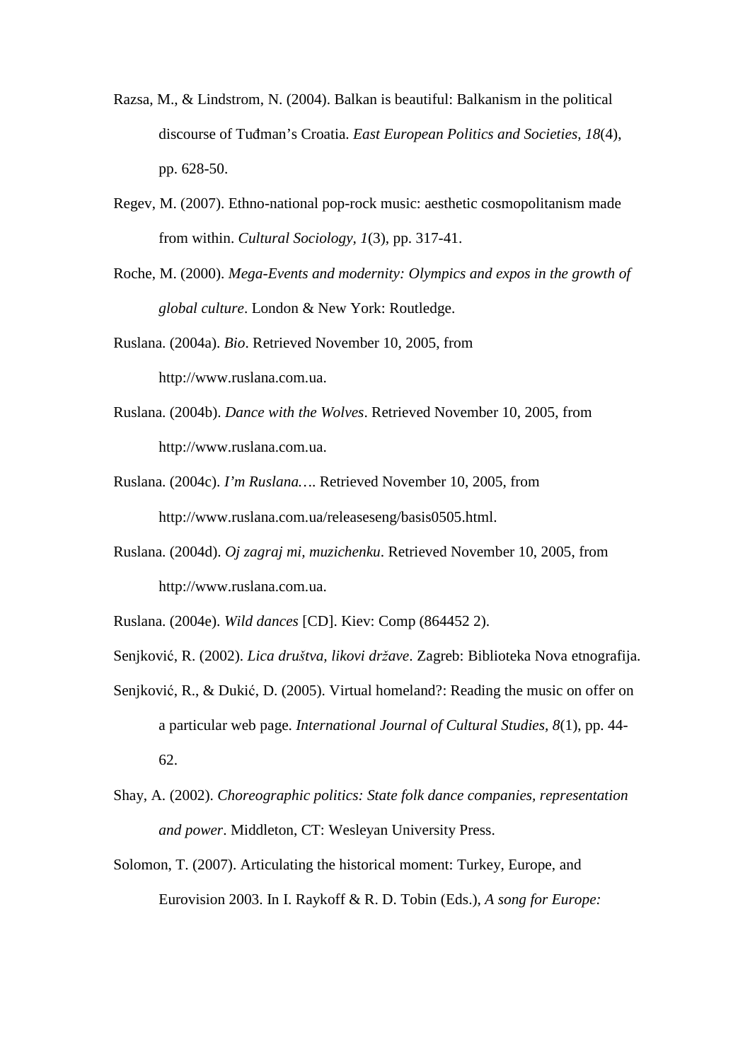Razsa, M., & Lindstrom, N. (2004). Balkan is beautiful: Balkanism in the political discourse of Tuđman's Croatia. *East European Politics and Societies, 18*(4), pp. 628-50.

Regev, M. (2007). Ethno-national pop-rock music: aesthetic cosmopolitanism made from within. *Cultural Sociology, 1*(3), pp. 317-41.

Roche, M. (2000). *Mega-Events and modernity: Olympics and expos in the growth of global culture*. London & New York: Routledge.

Ruslana. (2004a). *Bio*. Retrieved November 10, 2005, from http://www.ruslana.com.ua.

Ruslana. (2004b). *Dance with the Wolves*. Retrieved November 10, 2005, from http://www.ruslana.com.ua.

Ruslana. (2004c). *I'm Ruslana…*. Retrieved November 10, 2005, from http://www.ruslana.com.ua/releaseseng/basis0505.html.

Ruslana. (2004d). *Oj zagraj mi, muzichenku*. Retrieved November 10, 2005, from http://www.ruslana.com.ua.

Ruslana. (2004e). *Wild dances* [CD]. Kiev: Comp (864452 2).

Senjković, R. (2002). *Lica društva, likovi države*. Zagreb: Biblioteka Nova etnografija.

Senjković, R., & Dukić, D. (2005). Virtual homeland?: Reading the music on offer on a particular web page. *International Journal of Cultural Studies, 8*(1), pp. 44-62.

Shay, A. (2002). *Choreographic politics: State folk dance companies, representation and power*. Middleton, CT: Wesleyan University Press.

Solomon, T. (2007). Articulating the historical moment: Turkey, Europe, and Eurovision 2003. In I. Raykoff & R. D. Tobin (Eds.), *A song for Europe:*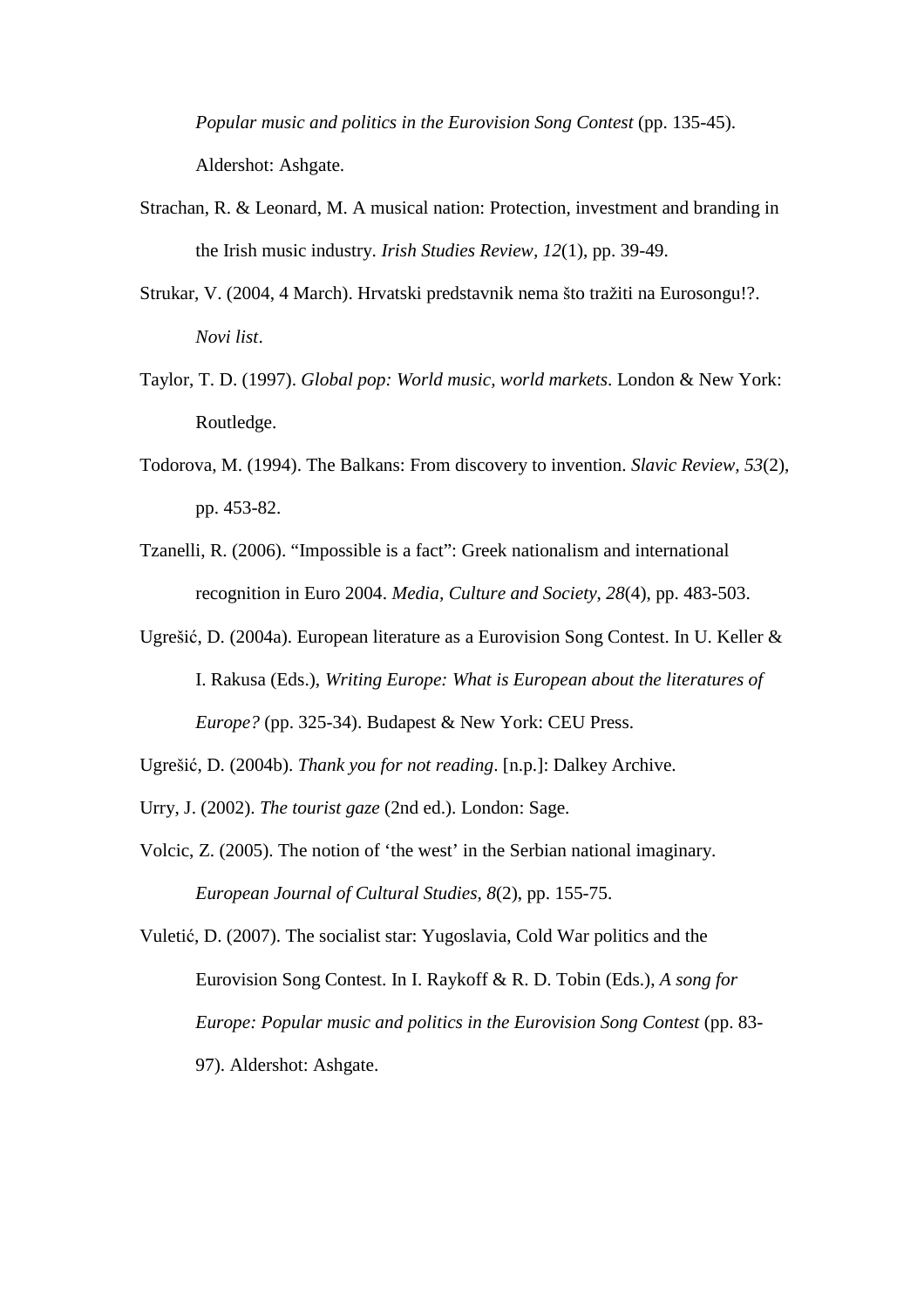*Popular music and politics in the Eurovision Song Contest* (pp. 135-45). Aldershot: Ashgate.

Strachan, R. & Leonard, M. A musical nation: Protection, investment and branding in the Irish music industry. *Irish Studies Review, 12*(1), pp. 39-49.

Strukar, V. (2004, 4 March). Hrvatski predstavnik nema što tražiti na Eurosongu!?. *Novi list*.

Taylor, T. D. (1997). *Global pop: World music, world markets*. London & New York: Routledge.

Todorova, M. (1994). The Balkans: From discovery to invention. *Slavic Review, 53*(2), pp. 453-82.

Tzanelli, R. (2006). "Impossible is a fact": Greek nationalism and international recognition in Euro 2004. *Media, Culture and Society, 28*(4), pp. 483-503.

Ugrešić, D. (2004a). European literature as a Eurovision Song Contest. In U. Keller & I. Rakusa (Eds.), *Writing Europe: What is European about the literatures of Europe?* (pp. 325-34). Budapest & New York: CEU Press.

Ugrešić, D. (2004b). *Thank you for not reading*. [n.p.]: Dalkey Archive.

Urry, J. (2002). *The tourist gaze* (2nd ed.). London: Sage.

Volcic, Z. (2005). The notion of 'the west' in the Serbian national imaginary. *European Journal of Cultural Studies, 8*(2), pp. 155-75.

Vuletić, D. (2007). The socialist star: Yugoslavia, Cold War politics and the Eurovision Song Contest. In I. Raykoff & R. D. Tobin (Eds.), *A song for Europe: Popular music and politics in the Eurovision Song Contest* (pp. 83-97). Aldershot: Ashgate.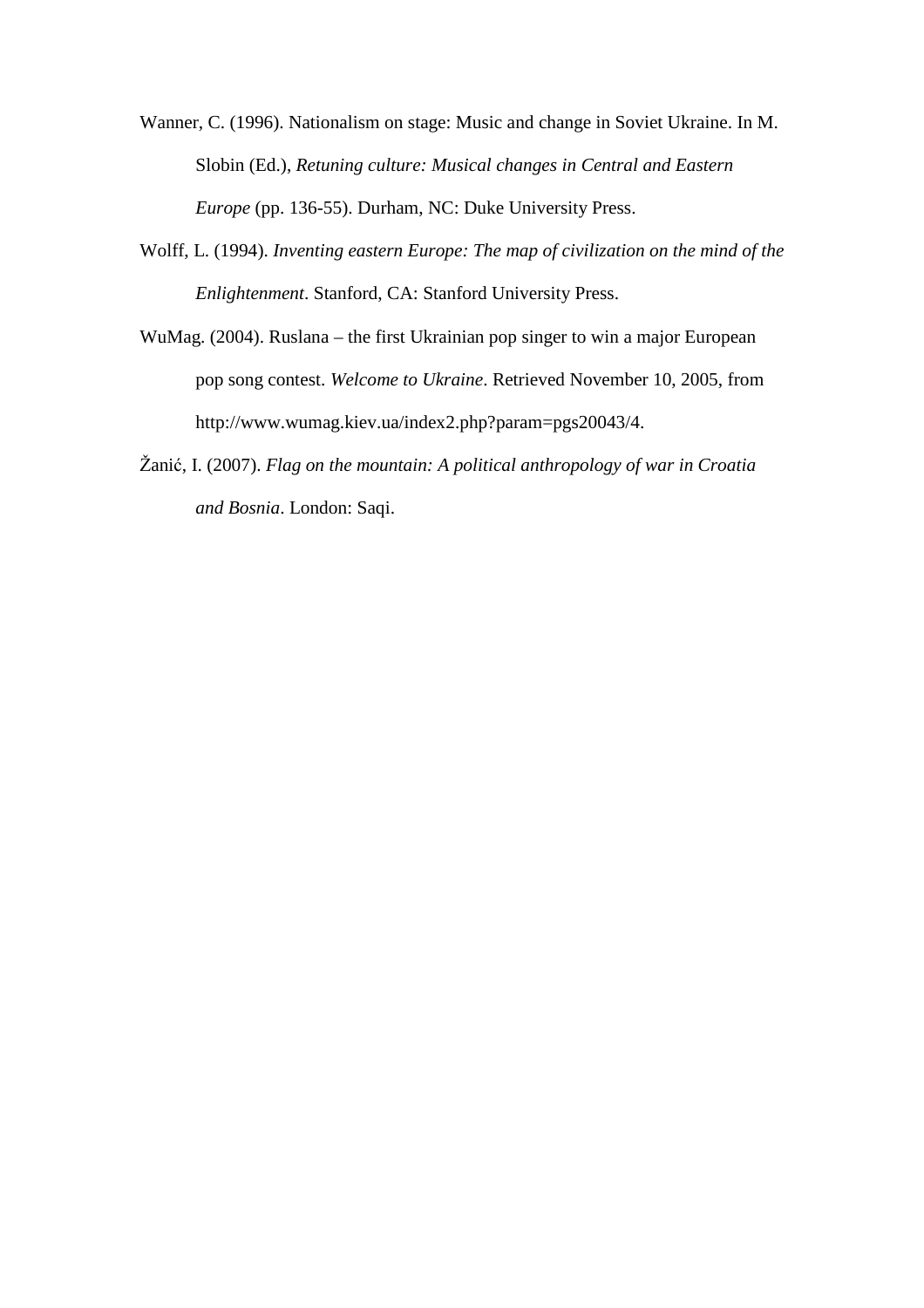Wanner, C. (1996). Nationalism on stage: Music and change in Soviet Ukraine. In M. Slobin (Ed.), *Retuning culture: Musical changes in Central and Eastern Europe* (pp. 136-55). Durham, NC: Duke University Press.

Wolff, L. (1994). *Inventing eastern Europe: The map of civilization on the mind of the Enlightenment*. Stanford, CA: Stanford University Press.

WuMag. (2004). Ruslana – the first Ukrainian pop singer to win a major European pop song contest. *Welcome to Ukraine*. Retrieved November 10, 2005, from http://www.wumag.kiev.ua/index2.php?param=pgs20043/4.

Žanić, I. (2007). *Flag on the mountain: A political anthropology of war in Croatia and Bosnia*. London: Saqi.